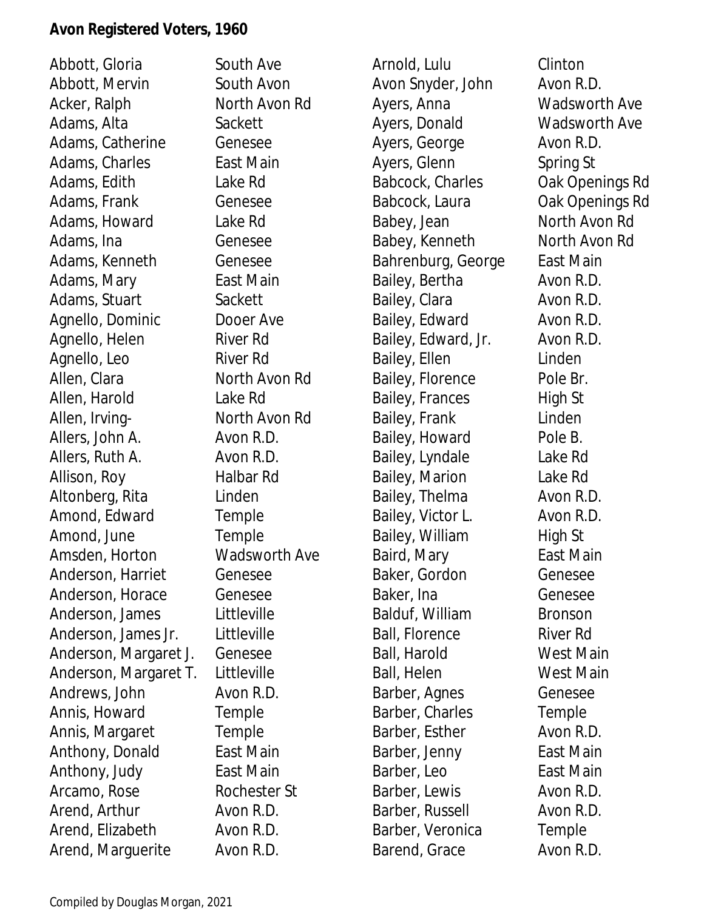**Avon Registered Voters, 1960**

| Name | Address |
|---|---|
| Abbott, Gloria | South Ave |
| Abbott, Mervin | South Avon |
| Acker, Ralph | North Avon Rd |
| Adams, Alta | Sackett |
| Adams, Catherine | Genesee |
| Adams, Charles | East Main |
| Adams, Edith | Lake Rd |
| Adams, Frank | Genesee |
| Adams, Howard | Lake Rd |
| Adams, Ina | Genesee |
| Adams, Kenneth | Genesee |
| Adams, Mary | East Main |
| Adams, Stuart | Sackett |
| Agnello, Dominic | Dooer Ave |
| Agnello, Helen | River Rd |
| Agnello, Leo | River Rd |
| Allen, Clara | North Avon Rd |
| Allen, Harold | Lake Rd |
| Allen, Irving- | North Avon Rd |
| Allers, John A. | Avon R.D. |
| Allers, Ruth A. | Avon R.D. |
| Allison, Roy | Halbar Rd |
| Altonberg, Rita | Linden |
| Amond, Edward | Temple |
| Amond, June | Temple |
| Amsden, Horton | Wadsworth Ave |
| Anderson, Harriet | Genesee |
| Anderson, Horace | Genesee |
| Anderson, James | Littleville |
| Anderson, James Jr. | Littleville |
| Anderson, Margaret J. | Genesee |
| Anderson, Margaret T. | Littleville |
| Andrews, John | Avon R.D. |
| Annis, Howard | Temple |
| Annis, Margaret | Temple |
| Anthony, Donald | East Main |
| Anthony, Judy | East Main |
| Arcamo, Rose | Rochester St |
| Arend, Arthur | Avon R.D. |
| Arend, Elizabeth | Avon R.D. |
| Arend, Marguerite | Avon R.D. |
| Arnold, Lulu | Clinton |
| Avon Snyder, John | Avon R.D. |
| Ayers, Anna | Wadsworth Ave |
| Ayers, Donald | Wadsworth Ave |
| Ayers, George | Avon R.D. |
| Ayers, Glenn | Spring St |
| Babcock, Charles | Oak Openings Rd |
| Babcock, Laura | Oak Openings Rd |
| Babey, Jean | North Avon Rd |
| Babey, Kenneth | North Avon Rd |
| Bahrenburg, George | East Main |
| Bailey, Bertha | Avon R.D. |
| Bailey, Clara | Avon R.D. |
| Bailey, Edward | Avon R.D. |
| Bailey, Edward, Jr. | Avon R.D. |
| Bailey, Ellen | Linden |
| Bailey, Florence | Pole Br. |
| Bailey, Frances | High St |
| Bailey, Frank | Linden |
| Bailey, Howard | Pole B. |
| Bailey, Lyndale | Lake Rd |
| Bailey, Marion | Lake Rd |
| Bailey, Thelma | Avon R.D. |
| Bailey, Victor L. | Avon R.D. |
| Bailey, William | High St |
| Baird, Mary | East Main |
| Baker, Gordon | Genesee |
| Baker, Ina | Genesee |
| Balduf, William | Bronson |
| Ball, Florence | River Rd |
| Ball, Harold | West Main |
| Ball, Helen | West Main |
| Barber, Agnes | Genesee |
| Barber, Charles | Temple |
| Barber, Esther | Avon R.D. |
| Barber, Jenny | East Main |
| Barber, Leo | East Main |
| Barber, Lewis | Avon R.D. |
| Barber, Russell | Avon R.D. |
| Barber, Veronica | Temple |
| Barend, Grace | Avon R.D. |

Compiled by Douglas Morgan, 2021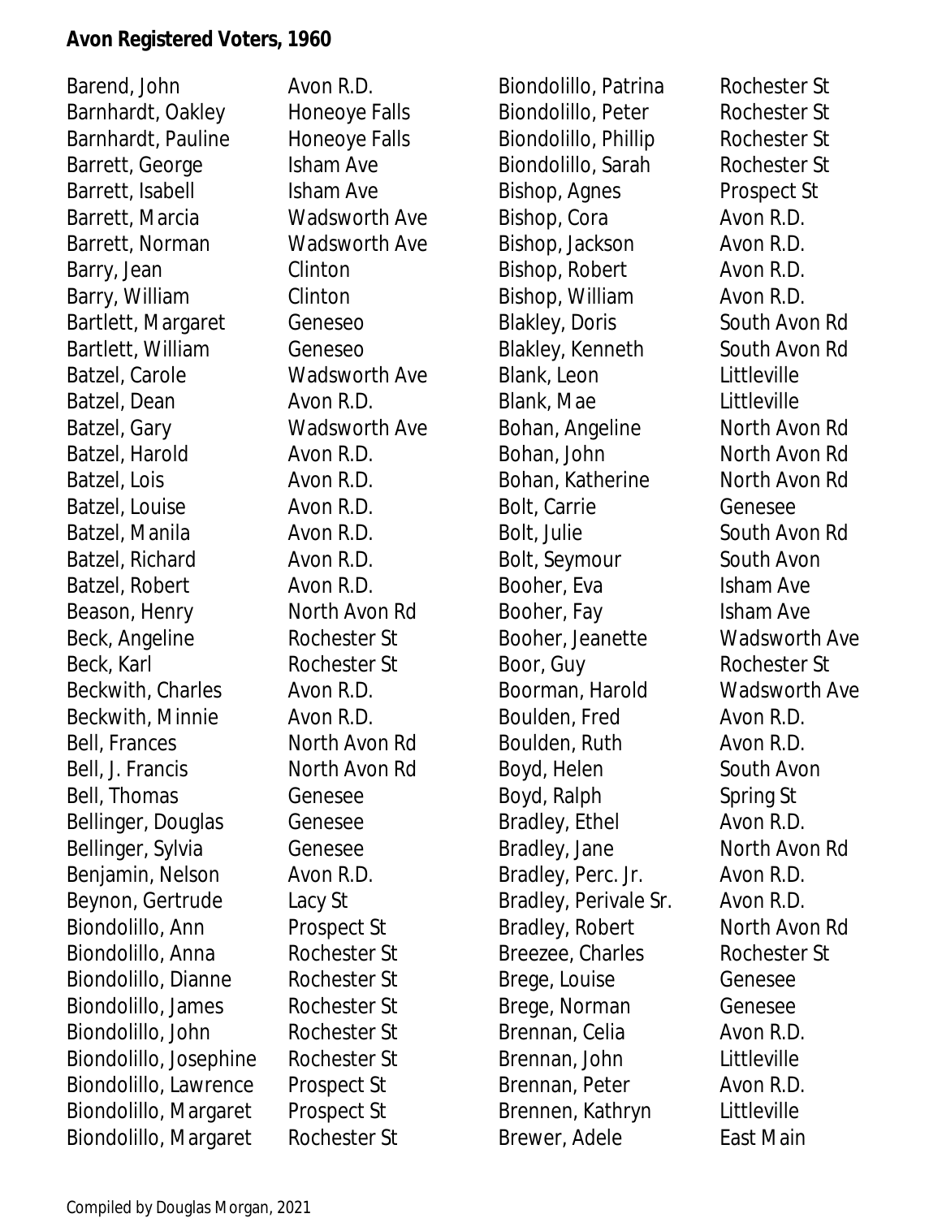**Avon Registered Voters, 1960**

| Name | Address |
|---|---|
| Barend, John | Avon R.D. |
| Barnhardt, Oakley | Honeoye Falls |
| Barnhardt, Pauline | Honeoye Falls |
| Barrett, George | Isham Ave |
| Barrett, Isabell | Isham Ave |
| Barrett, Marcia | Wadsworth Ave |
| Barrett, Norman | Wadsworth Ave |
| Barry, Jean | Clinton |
| Barry, William | Clinton |
| Bartlett, Margaret | Geneseo |
| Bartlett, William | Geneseo |
| Batzel, Carole | Wadsworth Ave |
| Batzel, Dean | Avon R.D. |
| Batzel, Gary | Wadsworth Ave |
| Batzel, Harold | Avon R.D. |
| Batzel, Lois | Avon R.D. |
| Batzel, Louise | Avon R.D. |
| Batzel, Manila | Avon R.D. |
| Batzel, Richard | Avon R.D. |
| Batzel, Robert | Avon R.D. |
| Beason, Henry | North Avon Rd |
| Beck, Angeline | Rochester St |
| Beck, Karl | Rochester St |
| Beckwith, Charles | Avon R.D. |
| Beckwith, Minnie | Avon R.D. |
| Bell, Frances | North Avon Rd |
| Bell, J. Francis | North Avon Rd |
| Bell, Thomas | Genesee |
| Bellinger, Douglas | Genesee |
| Bellinger, Sylvia | Genesee |
| Benjamin, Nelson | Avon R.D. |
| Beynon, Gertrude | Lacy St |
| Biondolillo, Ann | Prospect St |
| Biondolillo, Anna | Rochester St |
| Biondolillo, Dianne | Rochester St |
| Biondolillo, James | Rochester St |
| Biondolillo, John | Rochester St |
| Biondolillo, Josephine | Rochester St |
| Biondolillo, Lawrence | Prospect St |
| Biondolillo, Margaret | Prospect St |
| Biondolillo, Margaret | Rochester St |
| Biondolillo, Patrina | Rochester St |
| Biondolillo, Peter | Rochester St |
| Biondolillo, Phillip | Rochester St |
| Biondolillo, Sarah | Rochester St |
| Bishop, Agnes | Prospect St |
| Bishop, Cora | Avon R.D. |
| Bishop, Jackson | Avon R.D. |
| Bishop, Robert | Avon R.D. |
| Bishop, William | Avon R.D. |
| Blakley, Doris | South Avon Rd |
| Blakley, Kenneth | South Avon Rd |
| Blank, Leon | Littleville |
| Blank, Mae | Littleville |
| Bohan, Angeline | North Avon Rd |
| Bohan, John | North Avon Rd |
| Bohan, Katherine | North Avon Rd |
| Bolt, Carrie | Genesee |
| Bolt, Julie | South Avon Rd |
| Bolt, Seymour | South Avon |
| Booher, Eva | Isham Ave |
| Booher, Fay | Isham Ave |
| Booher, Jeanette | Wadsworth Ave |
| Boor, Guy | Rochester St |
| Boorman, Harold | Wadsworth Ave |
| Boulden, Fred | Avon R.D. |
| Boulden, Ruth | Avon R.D. |
| Boyd, Helen | South Avon |
| Boyd, Ralph | Spring St |
| Bradley, Ethel | Avon R.D. |
| Bradley, Jane | North Avon Rd |
| Bradley, Perc. Jr. | Avon R.D. |
| Bradley, Perivale Sr. | Avon R.D. |
| Bradley, Robert | North Avon Rd |
| Breezee, Charles | Rochester St |
| Brege, Louise | Genesee |
| Brege, Norman | Genesee |
| Brennan, Celia | Avon R.D. |
| Brennan, John | Littleville |
| Brennan, Peter | Avon R.D. |
| Brennen, Kathryn | Littleville |
| Brewer, Adele | East Main |

Compiled by Douglas Morgan, 2021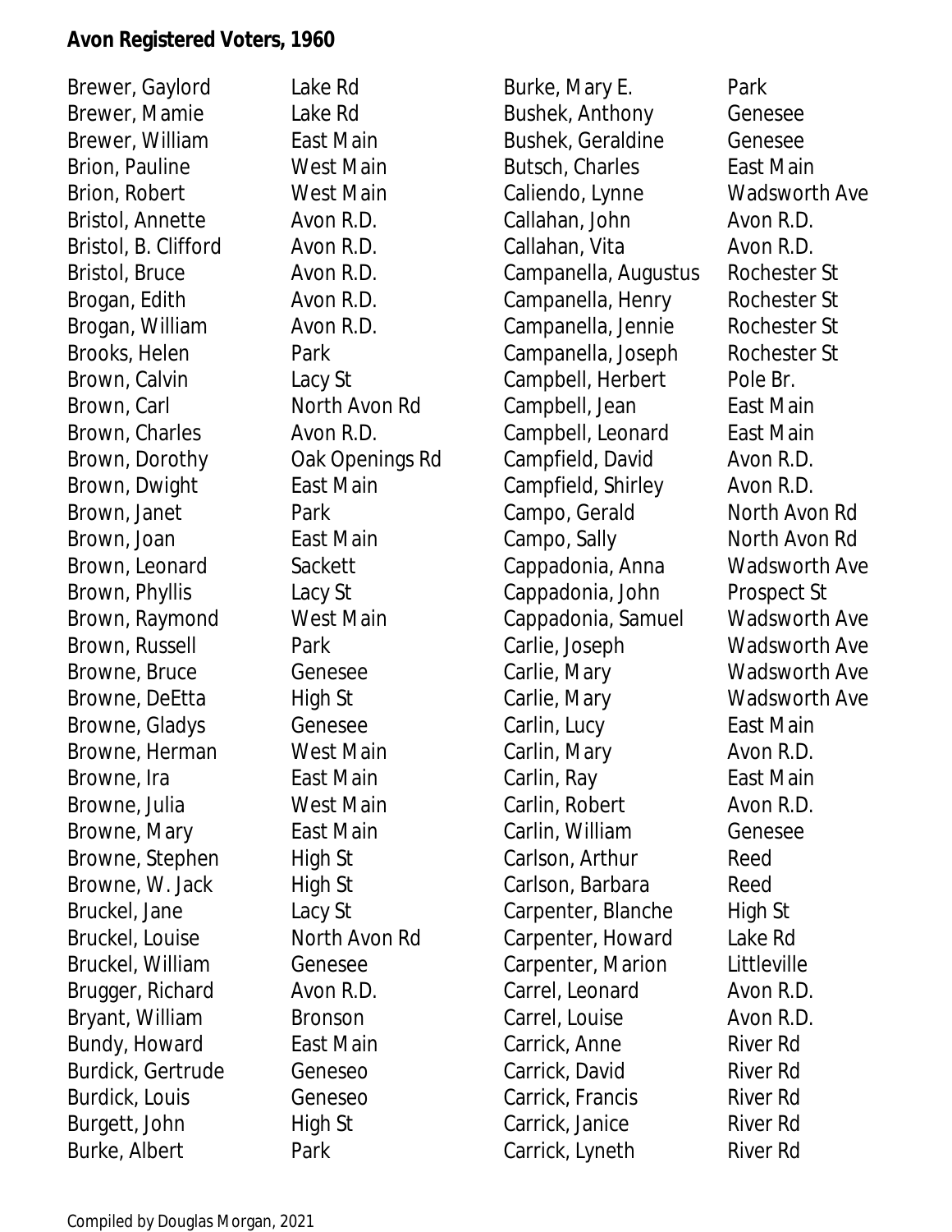**Avon Registered Voters, 1960**

| Name | Address |
|---|---|
| Brewer, Gaylord | Lake Rd |
| Brewer, Mamie | Lake Rd |
| Brewer, William | East Main |
| Brion, Pauline | West Main |
| Brion, Robert | West Main |
| Bristol, Annette | Avon R.D. |
| Bristol, B. Clifford | Avon R.D. |
| Bristol, Bruce | Avon R.D. |
| Brogan, Edith | Avon R.D. |
| Brogan, William | Avon R.D. |
| Brooks, Helen | Park |
| Brown, Calvin | Lacy St |
| Brown, Carl | North Avon Rd |
| Brown, Charles | Avon R.D. |
| Brown, Dorothy | Oak Openings Rd |
| Brown, Dwight | East Main |
| Brown, Janet | Park |
| Brown, Joan | East Main |
| Brown, Leonard | Sackett |
| Brown, Phyllis | Lacy St |
| Brown, Raymond | West Main |
| Brown, Russell | Park |
| Browne, Bruce | Genesee |
| Browne, DeEtta | High St |
| Browne, Gladys | Genesee |
| Browne, Herman | West Main |
| Browne, Ira | East Main |
| Browne, Julia | West Main |
| Browne, Mary | East Main |
| Browne, Stephen | High St |
| Browne, W. Jack | High St |
| Bruckel, Jane | Lacy St |
| Bruckel, Louise | North Avon Rd |
| Bruckel, William | Genesee |
| Brugger, Richard | Avon R.D. |
| Bryant, William | Bronson |
| Bundy, Howard | East Main |
| Burdick, Gertrude | Geneseo |
| Burdick, Louis | Geneseo |
| Burgett, John | High St |
| Burke, Albert | Park |
| Burke, Mary E. | Park |
| Bushek, Anthony | Genesee |
| Bushek, Geraldine | Genesee |
| Butsch, Charles | East Main |
| Caliendo, Lynne | Wadsworth Ave |
| Callahan, John | Avon R.D. |
| Callahan, Vita | Avon R.D. |
| Campanella, Augustus | Rochester St |
| Campanella, Henry | Rochester St |
| Campanella, Jennie | Rochester St |
| Campanella, Joseph | Rochester St |
| Campbell, Herbert | Pole Br. |
| Campbell, Jean | East Main |
| Campbell, Leonard | East Main |
| Campfield, David | Avon R.D. |
| Campfield, Shirley | Avon R.D. |
| Campo, Gerald | North Avon Rd |
| Campo, Sally | North Avon Rd |
| Cappadonia, Anna | Wadsworth Ave |
| Cappadonia, John | Prospect St |
| Cappadonia, Samuel | Wadsworth Ave |
| Carlie, Joseph | Wadsworth Ave |
| Carlie, Mary | Wadsworth Ave |
| Carlie, Mary | Wadsworth Ave |
| Carlin, Lucy | East Main |
| Carlin, Mary | Avon R.D. |
| Carlin, Ray | East Main |
| Carlin, Robert | Avon R.D. |
| Carlin, William | Genesee |
| Carlson, Arthur | Reed |
| Carlson, Barbara | Reed |
| Carpenter, Blanche | High St |
| Carpenter, Howard | Lake Rd |
| Carpenter, Marion | Littleville |
| Carrel, Leonard | Avon R.D. |
| Carrel, Louise | Avon R.D. |
| Carrick, Anne | River Rd |
| Carrick, David | River Rd |
| Carrick, Francis | River Rd |
| Carrick, Janice | River Rd |
| Carrick, Lyneth | River Rd |

Compiled by Douglas Morgan, 2021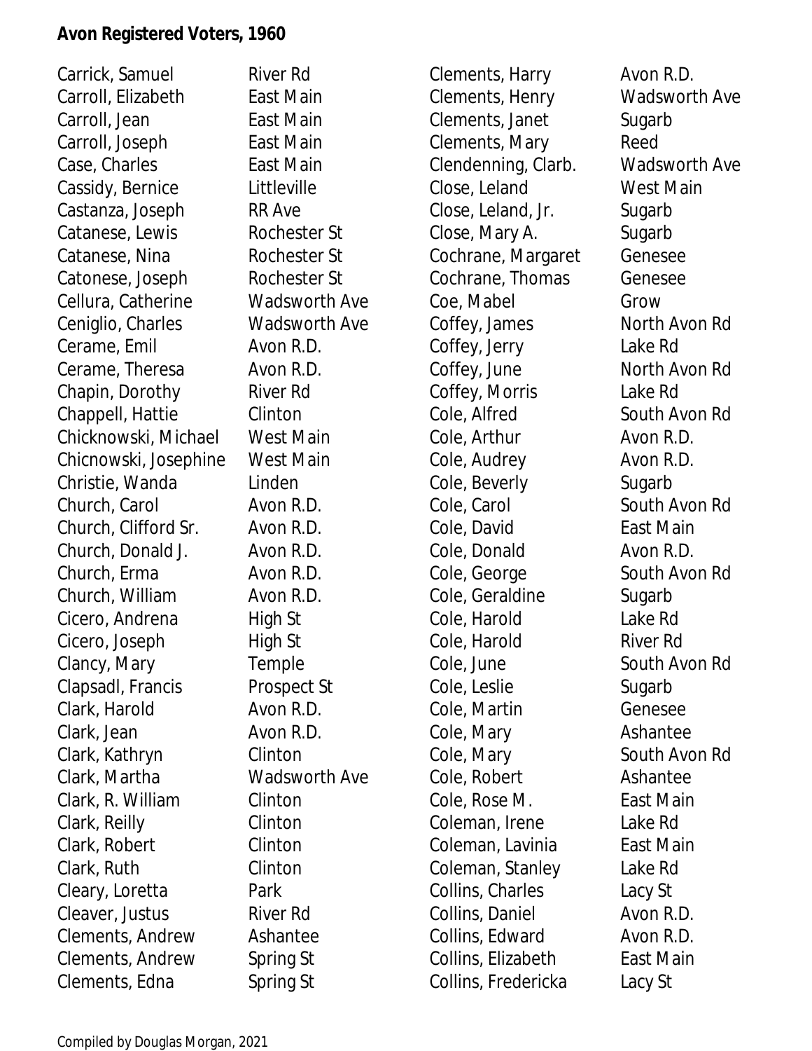**Avon Registered Voters, 1960**

| Name | Address |
|---|---|
| Carrick, Samuel | River Rd |
| Carroll, Elizabeth | East Main |
| Carroll, Jean | East Main |
| Carroll, Joseph | East Main |
| Case, Charles | East Main |
| Cassidy, Bernice | Littleville |
| Castanza, Joseph | RR Ave |
| Catanese, Lewis | Rochester St |
| Catanese, Nina | Rochester St |
| Catonese, Joseph | Rochester St |
| Cellura, Catherine | Wadsworth Ave |
| Ceniglio, Charles | Wadsworth Ave |
| Cerame, Emil | Avon R.D. |
| Cerame, Theresa | Avon R.D. |
| Chapin, Dorothy | River Rd |
| Chappell, Hattie | Clinton |
| Chicknowski, Michael | West Main |
| Chicnowski, Josephine | West Main |
| Christie, Wanda | Linden |
| Church, Carol | Avon R.D. |
| Church, Clifford Sr. | Avon R.D. |
| Church, Donald J. | Avon R.D. |
| Church, Erma | Avon R.D. |
| Church, William | Avon R.D. |
| Cicero, Andrena | High St |
| Cicero, Joseph | High St |
| Clancy, Mary | Temple |
| Clapsadl, Francis | Prospect St |
| Clark, Harold | Avon R.D. |
| Clark, Jean | Avon R.D. |
| Clark, Kathryn | Clinton |
| Clark, Martha | Wadsworth Ave |
| Clark, R. William | Clinton |
| Clark, Reilly | Clinton |
| Clark, Robert | Clinton |
| Clark, Ruth | Clinton |
| Cleary, Loretta | Park |
| Cleaver, Justus | River Rd |
| Clements, Andrew | Ashantee |
| Clements, Andrew | Spring St |
| Clements, Edna | Spring St |
| Clements, Harry | Avon R.D. |
| Clements, Henry | Wadsworth Ave |
| Clements, Janet | Sugarb |
| Clements, Mary | Reed |
| Clendenning, Clarb. | Wadsworth Ave |
| Close, Leland | West Main |
| Close, Leland, Jr. | Sugarb |
| Close, Mary A. | Sugarb |
| Cochrane, Margaret | Genesee |
| Cochrane, Thomas | Genesee |
| Coe, Mabel | Grow |
| Coffey, James | North Avon Rd |
| Coffey, Jerry | Lake Rd |
| Coffey, June | North Avon Rd |
| Coffey, Morris | Lake Rd |
| Cole, Alfred | South Avon Rd |
| Cole, Arthur | Avon R.D. |
| Cole, Audrey | Avon R.D. |
| Cole, Beverly | Sugarb |
| Cole, Carol | South Avon Rd |
| Cole, David | East Main |
| Cole, Donald | Avon R.D. |
| Cole, George | South Avon Rd |
| Cole, Geraldine | Sugarb |
| Cole, Harold | Lake Rd |
| Cole, Harold | River Rd |
| Cole, June | South Avon Rd |
| Cole, Leslie | Sugarb |
| Cole, Martin | Genesee |
| Cole, Mary | Ashantee |
| Cole, Mary | South Avon Rd |
| Cole, Robert | Ashantee |
| Cole, Rose M. | East Main |
| Coleman, Irene | Lake Rd |
| Coleman, Lavinia | East Main |
| Coleman, Stanley | Lake Rd |
| Collins, Charles | Lacy St |
| Collins, Daniel | Avon R.D. |
| Collins, Edward | Avon R.D. |
| Collins, Elizabeth | East Main |
| Collins, Fredericka | Lacy St |

Compiled by Douglas Morgan, 2021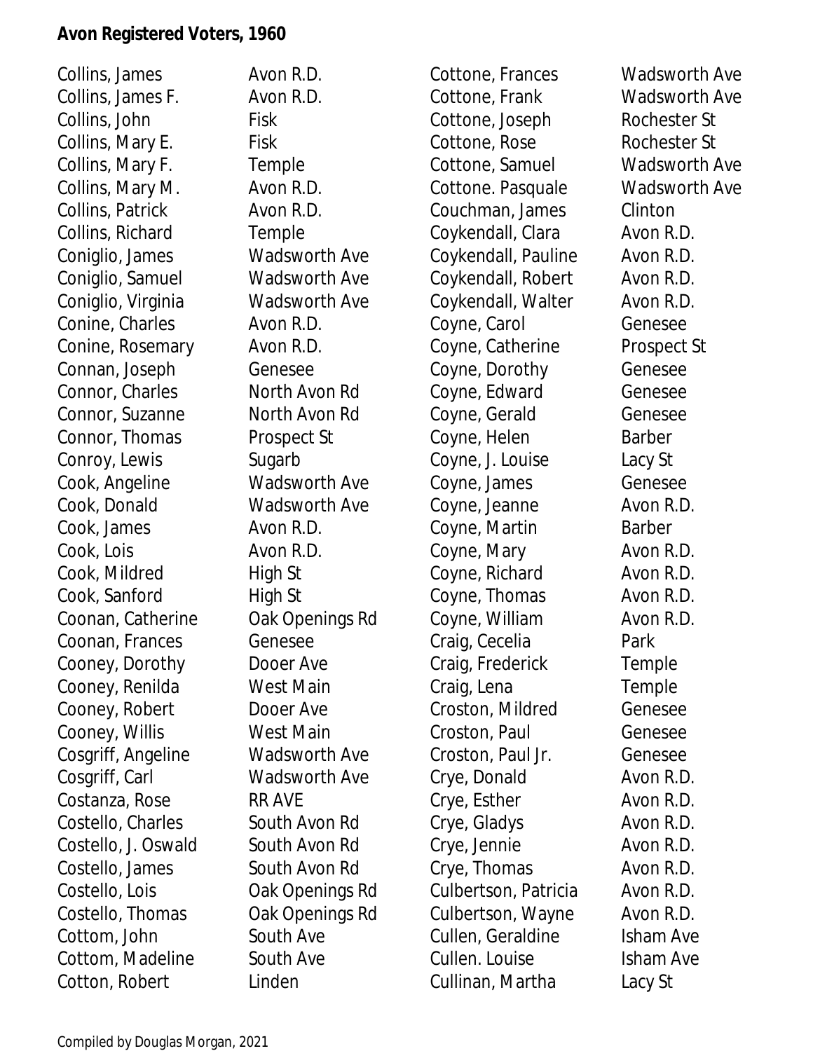**Avon Registered Voters, 1960**

| Name | Address |
|---|---|
| Collins, James | Avon R.D. |
| Collins, James F. | Avon R.D. |
| Collins, John | Fisk |
| Collins, Mary E. | Fisk |
| Collins, Mary F. | Temple |
| Collins, Mary M. | Avon R.D. |
| Collins, Patrick | Avon R.D. |
| Collins, Richard | Temple |
| Coniglio, James | Wadsworth Ave |
| Coniglio, Samuel | Wadsworth Ave |
| Coniglio, Virginia | Wadsworth Ave |
| Conine, Charles | Avon R.D. |
| Conine, Rosemary | Avon R.D. |
| Connan, Joseph | Genesee |
| Connor, Charles | North Avon Rd |
| Connor, Suzanne | North Avon Rd |
| Connor, Thomas | Prospect St |
| Conroy, Lewis | Sugarb |
| Cook, Angeline | Wadsworth Ave |
| Cook, Donald | Wadsworth Ave |
| Cook, James | Avon R.D. |
| Cook, Lois | Avon R.D. |
| Cook, Mildred | High St |
| Cook, Sanford | High St |
| Coonan, Catherine | Oak Openings Rd |
| Coonan, Frances | Genesee |
| Cooney, Dorothy | Dooer Ave |
| Cooney, Renilda | West Main |
| Cooney, Robert | Dooer Ave |
| Cooney, Willis | West Main |
| Cosgriff, Angeline | Wadsworth Ave |
| Cosgriff, Carl | Wadsworth Ave |
| Costanza, Rose | RR AVE |
| Costello, Charles | South Avon Rd |
| Costello, J. Oswald | South Avon Rd |
| Costello, James | South Avon Rd |
| Costello, Lois | Oak Openings Rd |
| Costello, Thomas | Oak Openings Rd |
| Cottom, John | South Ave |
| Cottom, Madeline | South Ave |
| Cotton, Robert | Linden |
| Cottone, Frances | Wadsworth Ave |
| Cottone, Frank | Wadsworth Ave |
| Cottone, Joseph | Rochester St |
| Cottone, Rose | Rochester St |
| Cottone, Samuel | Wadsworth Ave |
| Cottone. Pasquale | Wadsworth Ave |
| Couchman, James | Clinton |
| Coykendall, Clara | Avon R.D. |
| Coykendall, Pauline | Avon R.D. |
| Coykendall, Robert | Avon R.D. |
| Coykendall, Walter | Avon R.D. |
| Coyne, Carol | Genesee |
| Coyne, Catherine | Prospect St |
| Coyne, Dorothy | Genesee |
| Coyne, Edward | Genesee |
| Coyne, Gerald | Genesee |
| Coyne, Helen | Barber |
| Coyne, J. Louise | Lacy St |
| Coyne, James | Genesee |
| Coyne, Jeanne | Avon R.D. |
| Coyne, Martin | Barber |
| Coyne, Mary | Avon R.D. |
| Coyne, Richard | Avon R.D. |
| Coyne, Thomas | Avon R.D. |
| Coyne, William | Avon R.D. |
| Craig, Cecelia | Park |
| Craig, Frederick | Temple |
| Craig, Lena | Temple |
| Croston, Mildred | Genesee |
| Croston, Paul | Genesee |
| Croston, Paul Jr. | Genesee |
| Crye, Donald | Avon R.D. |
| Crye, Esther | Avon R.D. |
| Crye, Gladys | Avon R.D. |
| Crye, Jennie | Avon R.D. |
| Crye, Thomas | Avon R.D. |
| Culbertson, Patricia | Avon R.D. |
| Culbertson, Wayne | Avon R.D. |
| Cullen, Geraldine | Isham Ave |
| Cullen. Louise | Isham Ave |
| Cullinan, Martha | Lacy St |

Compiled by Douglas Morgan, 2021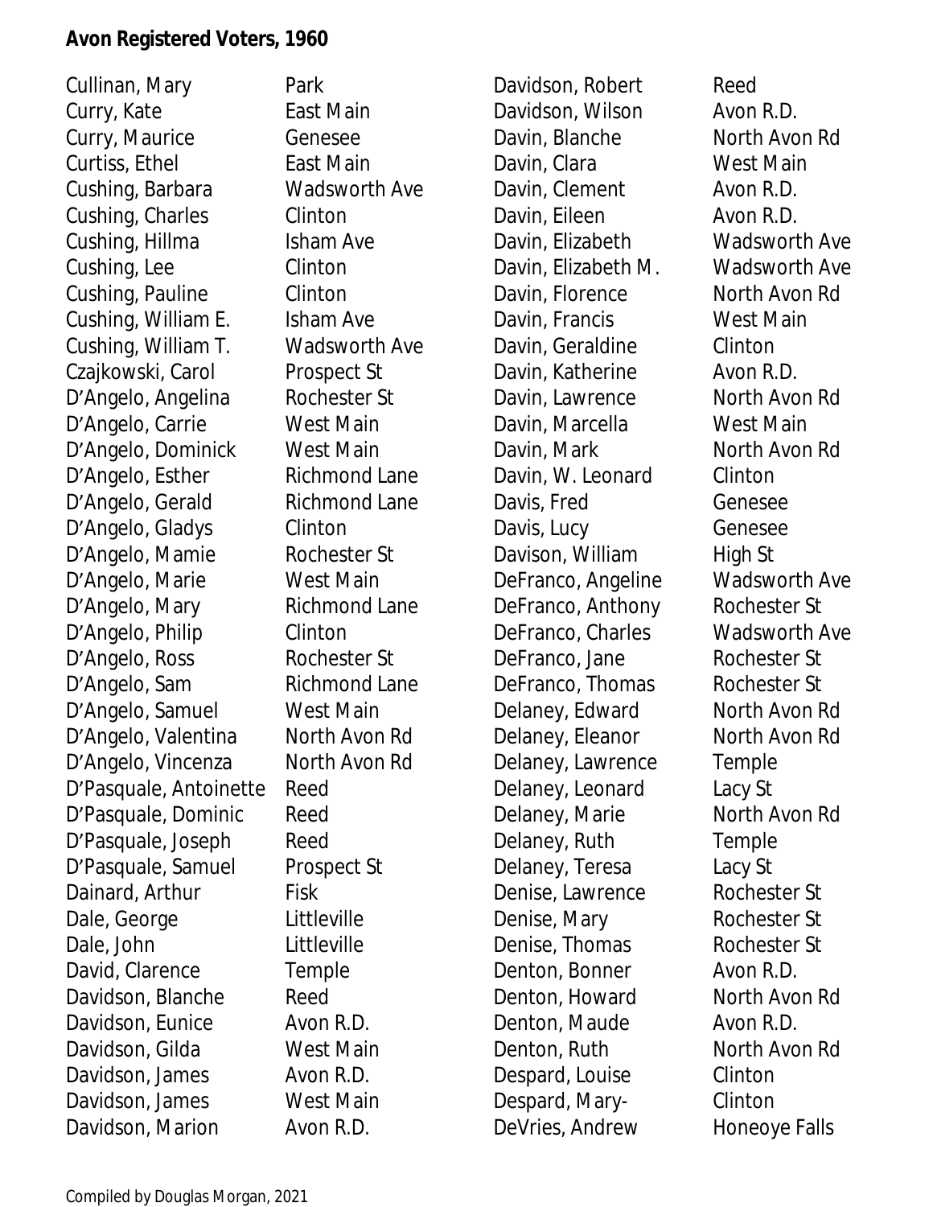**Avon Registered Voters, 1960**

| Name | Street |
|---|---|
| Cullinan, Mary | Park |
| Curry, Kate | East Main |
| Curry, Maurice | Genesee |
| Curtiss, Ethel | East Main |
| Cushing, Barbara | Wadsworth Ave |
| Cushing, Charles | Clinton |
| Cushing, Hillma | Isham Ave |
| Cushing, Lee | Clinton |
| Cushing, Pauline | Clinton |
| Cushing, William E. | Isham Ave |
| Cushing, William T. | Wadsworth Ave |
| Czajkowski, Carol | Prospect St |
| D'Angelo, Angelina | Rochester St |
| D'Angelo, Carrie | West Main |
| D'Angelo, Dominick | West Main |
| D'Angelo, Esther | Richmond Lane |
| D'Angelo, Gerald | Richmond Lane |
| D'Angelo, Gladys | Clinton |
| D'Angelo, Mamie | Rochester St |
| D'Angelo, Marie | West Main |
| D'Angelo, Mary | Richmond Lane |
| D'Angelo, Philip | Clinton |
| D'Angelo, Ross | Rochester St |
| D'Angelo, Sam | Richmond Lane |
| D'Angelo, Samuel | West Main |
| D'Angelo, Valentina | North Avon Rd |
| D'Angelo, Vincenza | North Avon Rd |
| D'Pasquale, Antoinette | Reed |
| D'Pasquale, Dominic | Reed |
| D'Pasquale, Joseph | Reed |
| D'Pasquale, Samuel | Prospect St |
| Dainard, Arthur | Fisk |
| Dale, George | Littleville |
| Dale, John | Littleville |
| David, Clarence | Temple |
| Davidson, Blanche | Reed |
| Davidson, Eunice | Avon R.D. |
| Davidson, Gilda | West Main |
| Davidson, James | Avon R.D. |
| Davidson, James | West Main |
| Davidson, Marion | Avon R.D. |
| Davidson, Robert | Reed |
| Davidson, Wilson | Avon R.D. |
| Davin, Blanche | North Avon Rd |
| Davin, Clara | West Main |
| Davin, Clement | Avon R.D. |
| Davin, Eileen | Avon R.D. |
| Davin, Elizabeth | Wadsworth Ave |
| Davin, Elizabeth M. | Wadsworth Ave |
| Davin, Florence | North Avon Rd |
| Davin, Francis | West Main |
| Davin, Geraldine | Clinton |
| Davin, Katherine | Avon R.D. |
| Davin, Lawrence | North Avon Rd |
| Davin, Marcella | West Main |
| Davin, Mark | North Avon Rd |
| Davin, W. Leonard | Clinton |
| Davis, Fred | Genesee |
| Davis, Lucy | Genesee |
| Davison, William | High St |
| DeFranco, Angeline | Wadsworth Ave |
| DeFranco, Anthony | Rochester St |
| DeFranco, Charles | Wadsworth Ave |
| DeFranco, Jane | Rochester St |
| DeFranco, Thomas | Rochester St |
| Delaney, Edward | North Avon Rd |
| Delaney, Eleanor | North Avon Rd |
| Delaney, Lawrence | Temple |
| Delaney, Leonard | Lacy St |
| Delaney, Marie | North Avon Rd |
| Delaney, Ruth | Temple |
| Delaney, Teresa | Lacy St |
| Denise, Lawrence | Rochester St |
| Denise, Mary | Rochester St |
| Denise, Thomas | Rochester St |
| Denton, Bonner | Avon R.D. |
| Denton, Howard | North Avon Rd |
| Denton, Maude | Avon R.D. |
| Denton, Ruth | North Avon Rd |
| Despard, Louise | Clinton |
| Despard, Mary- | Clinton |
| DeVries, Andrew | Honeoye Falls |

Compiled by Douglas Morgan, 2021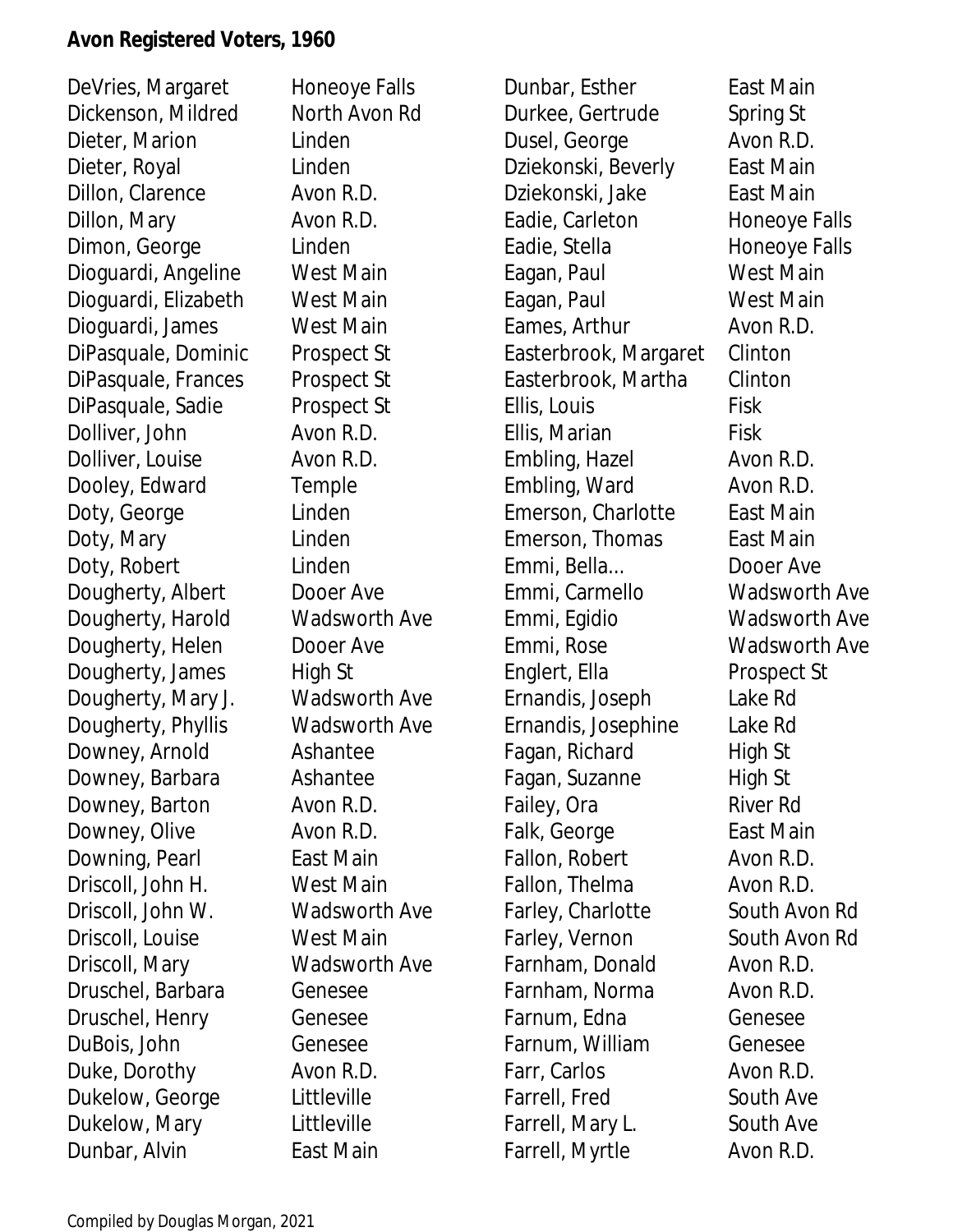**Avon Registered Voters, 1960**

| Name | Address |
|---|---|
| DeVries, Margaret | Honeoye Falls |
| Dickenson, Mildred | North Avon Rd |
| Dieter, Marion | Linden |
| Dieter, Royal | Linden |
| Dillon, Clarence | Avon R.D. |
| Dillon, Mary | Avon R.D. |
| Dimon, George | Linden |
| Dioguardi, Angeline | West Main |
| Dioguardi, Elizabeth | West Main |
| Dioguardi, James | West Main |
| DiPasquale, Dominic | Prospect St |
| DiPasquale, Frances | Prospect St |
| DiPasquale, Sadie | Prospect St |
| Dolliver, John | Avon R.D. |
| Dolliver, Louise | Avon R.D. |
| Dooley, Edward | Temple |
| Doty, George | Linden |
| Doty, Mary | Linden |
| Doty, Robert | Linden |
| Dougherty, Albert | Dooer Ave |
| Dougherty, Harold | Wadsworth Ave |
| Dougherty, Helen | Dooer Ave |
| Dougherty, James | High St |
| Dougherty, Mary J. | Wadsworth Ave |
| Dougherty, Phyllis | Wadsworth Ave |
| Downey, Arnold | Ashantee |
| Downey, Barbara | Ashantee |
| Downey, Barton | Avon R.D. |
| Downey, Olive | Avon R.D. |
| Downing, Pearl | East Main |
| Driscoll, John H. | West Main |
| Driscoll, John W. | Wadsworth Ave |
| Driscoll, Louise | West Main |
| Driscoll, Mary | Wadsworth Ave |
| Druschel, Barbara | Genesee |
| Druschel, Henry | Genesee |
| DuBois, John | Genesee |
| Duke, Dorothy | Avon R.D. |
| Dukelow, George | Littleville |
| Dukelow, Mary | Littleville |
| Dunbar, Alvin | East Main |
| Dunbar, Esther | East Main |
| Durkee, Gertrude | Spring St |
| Dusel, George | Avon R.D. |
| Dziekonski, Beverly | East Main |
| Dziekonski, Jake | East Main |
| Eadie, Carleton | Honeoye Falls |
| Eadie, Stella | Honeoye Falls |
| Eagan, Paul | West Main |
| Eagan, Paul | West Main |
| Eames, Arthur | Avon R.D. |
| Easterbrook, Margaret | Clinton |
| Easterbrook, Martha | Clinton |
| Ellis, Louis | Fisk |
| Ellis, Marian | Fisk |
| Embling, Hazel | Avon R.D. |
| Embling, Ward | Avon R.D. |
| Emerson, Charlotte | East Main |
| Emerson, Thomas | East Main |
| Emmi, Bella... | Dooer Ave |
| Emmi, Carmello | Wadsworth Ave |
| Emmi, Egidio | Wadsworth Ave |
| Emmi, Rose | Wadsworth Ave |
| Englert, Ella | Prospect St |
| Ernandis, Joseph | Lake Rd |
| Ernandis, Josephine | Lake Rd |
| Fagan, Richard | High St |
| Fagan, Suzanne | High St |
| Failey, Ora | River Rd |
| Falk, George | East Main |
| Fallon, Robert | Avon R.D. |
| Fallon, Thelma | Avon R.D. |
| Farley, Charlotte | South Avon Rd |
| Farley, Vernon | South Avon Rd |
| Farnham, Donald | Avon R.D. |
| Farnham, Norma | Avon R.D. |
| Farnum, Edna | Genesee |
| Farnum, William | Genesee |
| Farr, Carlos | Avon R.D. |
| Farrell, Fred | South Ave |
| Farrell, Mary L. | South Ave |
| Farrell, Myrtle | Avon R.D. |

Compiled by Douglas Morgan, 2021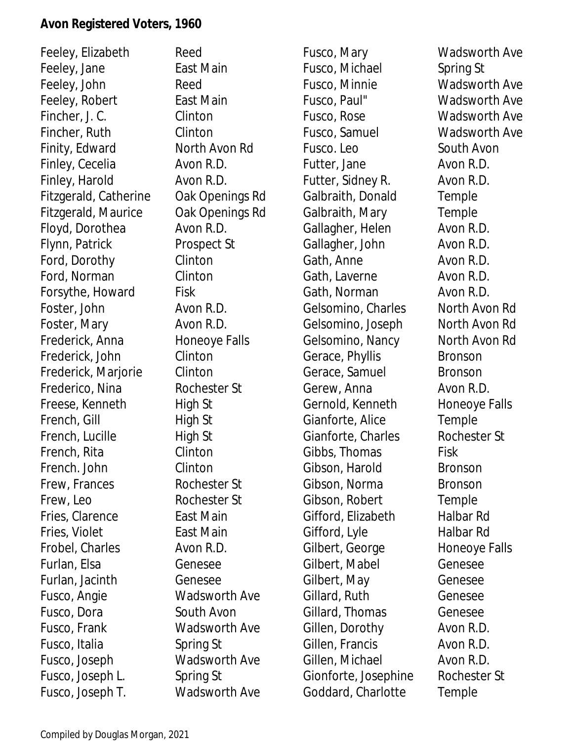**Avon Registered Voters, 1960**

| Name | Address |
|---|---|
| Feeley, Elizabeth | Reed |
| Feeley, Jane | East Main |
| Feeley, John | Reed |
| Feeley, Robert | East Main |
| Fincher, J. C. | Clinton |
| Fincher, Ruth | Clinton |
| Finity, Edward | North Avon Rd |
| Finley, Cecelia | Avon R.D. |
| Finley, Harold | Avon R.D. |
| Fitzgerald, Catherine | Oak Openings Rd |
| Fitzgerald, Maurice | Oak Openings Rd |
| Floyd, Dorothea | Avon R.D. |
| Flynn, Patrick | Prospect St |
| Ford, Dorothy | Clinton |
| Ford, Norman | Clinton |
| Forsythe, Howard | Fisk |
| Foster, John | Avon R.D. |
| Foster, Mary | Avon R.D. |
| Frederick, Anna | Honeoye Falls |
| Frederick, John | Clinton |
| Frederick, Marjorie | Clinton |
| Frederico, Nina | Rochester St |
| Freese, Kenneth | High St |
| French, Gill | High St |
| French, Lucille | High St |
| French, Rita | Clinton |
| French. John | Clinton |
| Frew, Frances | Rochester St |
| Frew, Leo | Rochester St |
| Fries, Clarence | East Main |
| Fries, Violet | East Main |
| Frobel, Charles | Avon R.D. |
| Furlan, Elsa | Genesee |
| Furlan, Jacinth | Genesee |
| Fusco, Angie | Wadsworth Ave |
| Fusco, Dora | South Avon |
| Fusco, Frank | Wadsworth Ave |
| Fusco, Italia | Spring St |
| Fusco, Joseph | Wadsworth Ave |
| Fusco, Joseph L. | Spring St |
| Fusco, Joseph T. | Wadsworth Ave |
| Fusco, Mary | Wadsworth Ave |
| Fusco, Michael | Spring St |
| Fusco, Minnie | Wadsworth Ave |
| Fusco, Paul" | Wadsworth Ave |
| Fusco, Rose | Wadsworth Ave |
| Fusco, Samuel | Wadsworth Ave |
| Fusco. Leo | South Avon |
| Futter, Jane | Avon R.D. |
| Futter, Sidney R. | Avon R.D. |
| Galbraith, Donald | Temple |
| Galbraith, Mary | Temple |
| Gallagher, Helen | Avon R.D. |
| Gallagher, John | Avon R.D. |
| Gath, Anne | Avon R.D. |
| Gath, Laverne | Avon R.D. |
| Gath, Norman | Avon R.D. |
| Gelsomino, Charles | North Avon Rd |
| Gelsomino, Joseph | North Avon Rd |
| Gelsomino, Nancy | North Avon Rd |
| Gerace, Phyllis | Bronson |
| Gerace, Samuel | Bronson |
| Gerew, Anna | Avon R.D. |
| Gernold, Kenneth | Honeoye Falls |
| Gianforte, Alice | Temple |
| Gianforte, Charles | Rochester St |
| Gibbs, Thomas | Fisk |
| Gibson, Harold | Bronson |
| Gibson, Norma | Bronson |
| Gibson, Robert | Temple |
| Gifford, Elizabeth | Halbar Rd |
| Gifford, Lyle | Halbar Rd |
| Gilbert, George | Honeoye Falls |
| Gilbert, Mabel | Genesee |
| Gilbert, May | Genesee |
| Gillard, Ruth | Genesee |
| Gillard, Thomas | Genesee |
| Gillen, Dorothy | Avon R.D. |
| Gillen, Francis | Avon R.D. |
| Gillen, Michael | Avon R.D. |
| Gionforte, Josephine | Rochester St |
| Goddard, Charlotte | Temple |

Compiled by Douglas Morgan, 2021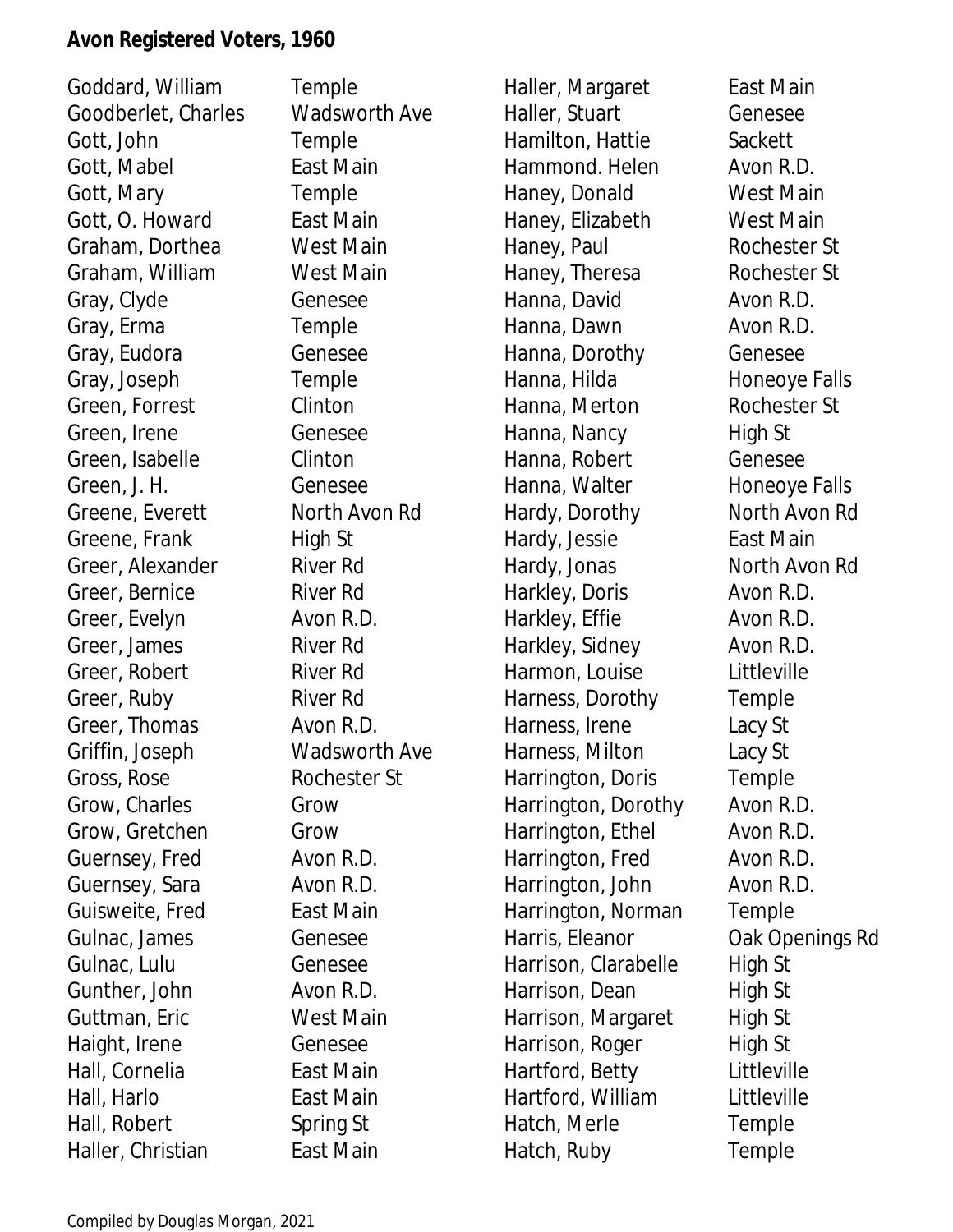**Avon Registered Voters, 1960**

| Name | Street |
|---|---|
| Goddard, William | Temple |
| Goodberlet, Charles | Wadsworth Ave |
| Gott, John | Temple |
| Gott, Mabel | East Main |
| Gott, Mary | Temple |
| Gott, O. Howard | East Main |
| Graham, Dorthea | West Main |
| Graham, William | West Main |
| Gray, Clyde | Genesee |
| Gray, Erma | Temple |
| Gray, Eudora | Genesee |
| Gray, Joseph | Temple |
| Green, Forrest | Clinton |
| Green, Irene | Genesee |
| Green, Isabelle | Clinton |
| Green, J. H. | Genesee |
| Greene, Everett | North Avon Rd |
| Greene, Frank | High St |
| Greer, Alexander | River Rd |
| Greer, Bernice | River Rd |
| Greer, Evelyn | Avon R.D. |
| Greer, James | River Rd |
| Greer, Robert | River Rd |
| Greer, Ruby | River Rd |
| Greer, Thomas | Avon R.D. |
| Griffin, Joseph | Wadsworth Ave |
| Gross, Rose | Rochester St |
| Grow, Charles | Grow |
| Grow, Gretchen | Grow |
| Guernsey, Fred | Avon R.D. |
| Guernsey, Sara | Avon R.D. |
| Guisweite, Fred | East Main |
| Gulnac, James | Genesee |
| Gulnac, Lulu | Genesee |
| Gunther, John | Avon R.D. |
| Guttman, Eric | West Main |
| Haight, Irene | Genesee |
| Hall, Cornelia | East Main |
| Hall, Harlo | East Main |
| Hall, Robert | Spring St |
| Haller, Christian | East Main |
| Haller, Margaret | East Main |
| Haller, Stuart | Genesee |
| Hamilton, Hattie | Sackett |
| Hammond. Helen | Avon R.D. |
| Haney, Donald | West Main |
| Haney, Elizabeth | West Main |
| Haney, Paul | Rochester St |
| Haney, Theresa | Rochester St |
| Hanna, David | Avon R.D. |
| Hanna, Dawn | Avon R.D. |
| Hanna, Dorothy | Genesee |
| Hanna, Hilda | Honeoye Falls |
| Hanna, Merton | Rochester St |
| Hanna, Nancy | High St |
| Hanna, Robert | Genesee |
| Hanna, Walter | Honeoye Falls |
| Hardy, Dorothy | North Avon Rd |
| Hardy, Jessie | East Main |
| Hardy, Jonas | North Avon Rd |
| Harkley, Doris | Avon R.D. |
| Harkley, Effie | Avon R.D. |
| Harkley, Sidney | Avon R.D. |
| Harmon, Louise | Littleville |
| Harness, Dorothy | Temple |
| Harness, Irene | Lacy St |
| Harness, Milton | Lacy St |
| Harrington, Doris | Temple |
| Harrington, Dorothy | Avon R.D. |
| Harrington, Ethel | Avon R.D. |
| Harrington, Fred | Avon R.D. |
| Harrington, John | Avon R.D. |
| Harrington, Norman | Temple |
| Harris, Eleanor | Oak Openings Rd |
| Harrison, Clarabelle | High St |
| Harrison, Dean | High St |
| Harrison, Margaret | High St |
| Harrison, Roger | High St |
| Hartford, Betty | Littleville |
| Hartford, William | Littleville |
| Hatch, Merle | Temple |
| Hatch, Ruby | Temple |

Compiled by Douglas Morgan, 2021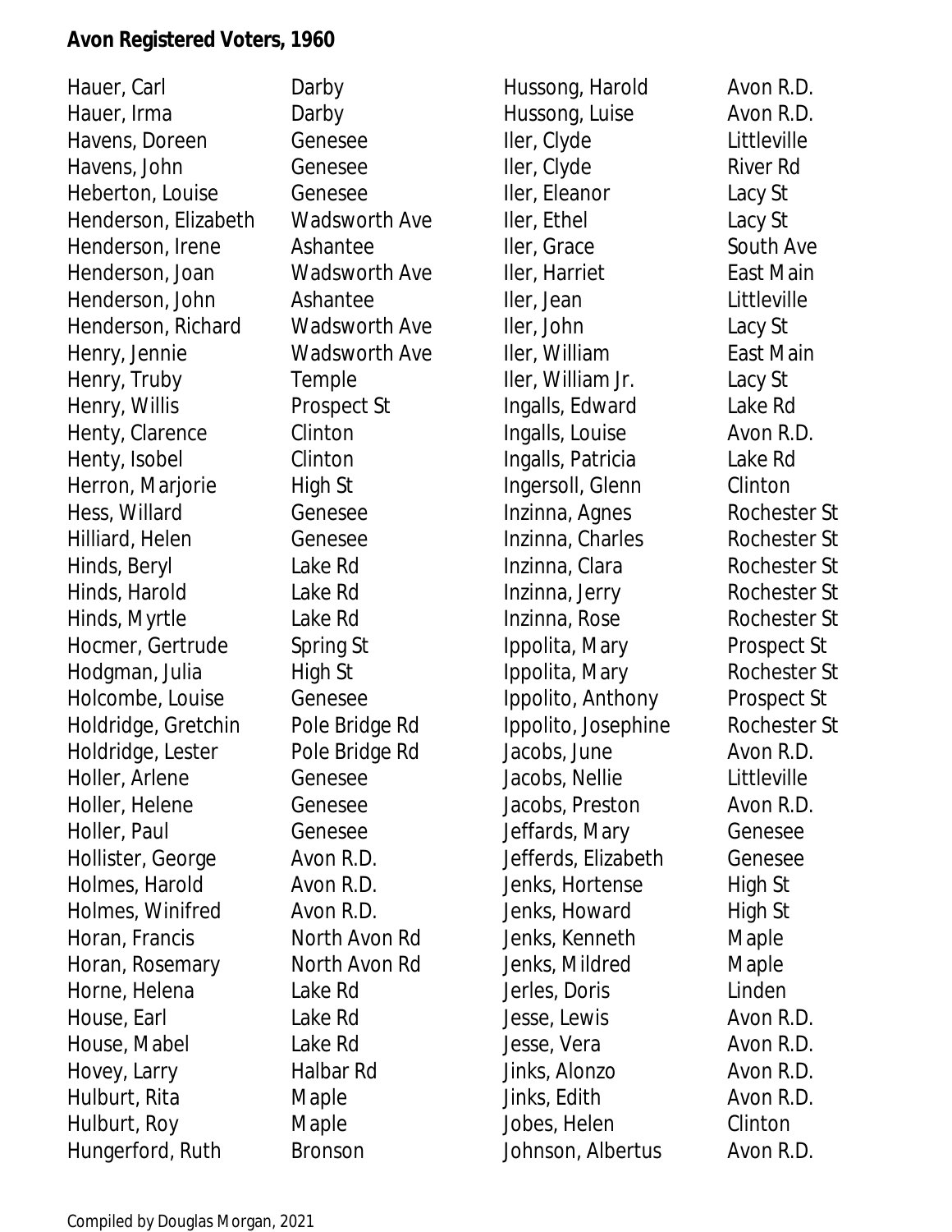**Avon Registered Voters, 1960**

| Name | Address |
|---|---|
| Hauer, Carl | Darby |
| Hauer, Irma | Darby |
| Havens, Doreen | Genesee |
| Havens, John | Genesee |
| Heberton, Louise | Genesee |
| Henderson, Elizabeth | Wadsworth Ave |
| Henderson, Irene | Ashantee |
| Henderson, Joan | Wadsworth Ave |
| Henderson, John | Ashantee |
| Henderson, Richard | Wadsworth Ave |
| Henry, Jennie | Wadsworth Ave |
| Henry, Truby | Temple |
| Henry, Willis | Prospect St |
| Henty, Clarence | Clinton |
| Henty, Isobel | Clinton |
| Herron, Marjorie | High St |
| Hess, Willard | Genesee |
| Hilliard, Helen | Genesee |
| Hinds, Beryl | Lake Rd |
| Hinds, Harold | Lake Rd |
| Hinds, Myrtle | Lake Rd |
| Hocmer, Gertrude | Spring St |
| Hodgman, Julia | High St |
| Holcombe, Louise | Genesee |
| Holdridge, Gretchin | Pole Bridge Rd |
| Holdridge, Lester | Pole Bridge Rd |
| Holler, Arlene | Genesee |
| Holler, Helene | Genesee |
| Holler, Paul | Genesee |
| Hollister, George | Avon R.D. |
| Holmes, Harold | Avon R.D. |
| Holmes, Winifred | Avon R.D. |
| Horan, Francis | North Avon Rd |
| Horan, Rosemary | North Avon Rd |
| Horne, Helena | Lake Rd |
| House, Earl | Lake Rd |
| House, Mabel | Lake Rd |
| Hovey, Larry | Halbar Rd |
| Hulburt, Rita | Maple |
| Hulburt, Roy | Maple |
| Hungerford, Ruth | Bronson |
| Hussong, Harold | Avon R.D. |
| Hussong, Luise | Avon R.D. |
| Iler, Clyde | Littleville |
| Iler, Clyde | River Rd |
| Iler, Eleanor | Lacy St |
| Iler, Ethel | Lacy St |
| Iler, Grace | South Ave |
| Iler, Harriet | East Main |
| Iler, Jean | Littleville |
| Iler, John | Lacy St |
| Iler, William | East Main |
| Iler, William Jr. | Lacy St |
| Ingalls, Edward | Lake Rd |
| Ingalls, Louise | Avon R.D. |
| Ingalls, Patricia | Lake Rd |
| Ingersoll, Glenn | Clinton |
| Inzinna, Agnes | Rochester St |
| Inzinna, Charles | Rochester St |
| Inzinna, Clara | Rochester St |
| Inzinna, Jerry | Rochester St |
| Inzinna, Rose | Rochester St |
| Ippolita, Mary | Prospect St |
| Ippolita, Mary | Rochester St |
| Ippolito, Anthony | Prospect St |
| Ippolito, Josephine | Rochester St |
| Jacobs, June | Avon R.D. |
| Jacobs, Nellie | Littleville |
| Jacobs, Preston | Avon R.D. |
| Jeffards, Mary | Genesee |
| Jefferds, Elizabeth | Genesee |
| Jenks, Hortense | High St |
| Jenks, Howard | High St |
| Jenks, Kenneth | Maple |
| Jenks, Mildred | Maple |
| Jerles, Doris | Linden |
| Jesse, Lewis | Avon R.D. |
| Jesse, Vera | Avon R.D. |
| Jinks, Alonzo | Avon R.D. |
| Jinks, Edith | Avon R.D. |
| Jobes, Helen | Clinton |
| Johnson, Albertus | Avon R.D. |

Compiled by Douglas Morgan, 2021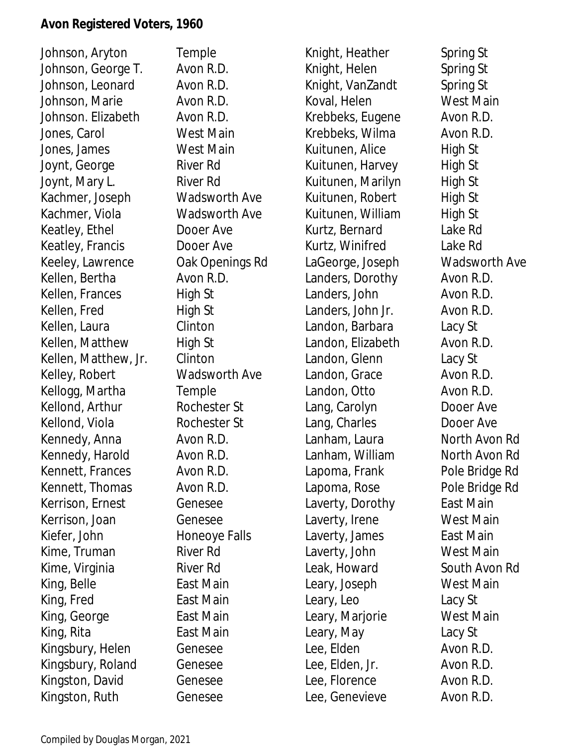**Avon Registered Voters, 1960**

| Name | Street |
|---|---|
| Johnson, Aryton | Temple |
| Johnson, George T. | Avon R.D. |
| Johnson, Leonard | Avon R.D. |
| Johnson, Marie | Avon R.D. |
| Johnson. Elizabeth | Avon R.D. |
| Jones, Carol | West Main |
| Jones, James | West Main |
| Joynt, George | River Rd |
| Joynt, Mary L. | River Rd |
| Kachmer, Joseph | Wadsworth Ave |
| Kachmer, Viola | Wadsworth Ave |
| Keatley, Ethel | Dooer Ave |
| Keatley, Francis | Dooer Ave |
| Keeley, Lawrence | Oak Openings Rd |
| Kellen, Bertha | Avon R.D. |
| Kellen, Frances | High St |
| Kellen, Fred | High St |
| Kellen, Laura | Clinton |
| Kellen, Matthew | High St |
| Kellen, Matthew, Jr. | Clinton |
| Kelley, Robert | Wadsworth Ave |
| Kellogg, Martha | Temple |
| Kellond, Arthur | Rochester St |
| Kellond, Viola | Rochester St |
| Kennedy, Anna | Avon R.D. |
| Kennedy, Harold | Avon R.D. |
| Kennett, Frances | Avon R.D. |
| Kennett, Thomas | Avon R.D. |
| Kerrison, Ernest | Genesee |
| Kerrison, Joan | Genesee |
| Kiefer, John | Honeoye Falls |
| Kime, Truman | River Rd |
| Kime, Virginia | River Rd |
| King, Belle | East Main |
| King, Fred | East Main |
| King, George | East Main |
| King, Rita | East Main |
| Kingsbury, Helen | Genesee |
| Kingsbury, Roland | Genesee |
| Kingston, David | Genesee |
| Kingston, Ruth | Genesee |
| Knight, Heather | Spring St |
| Knight, Helen | Spring St |
| Knight, VanZandt | Spring St |
| Koval, Helen | West Main |
| Krebbeks, Eugene | Avon R.D. |
| Krebbeks, Wilma | Avon R.D. |
| Kuitunen, Alice | High St |
| Kuitunen, Harvey | High St |
| Kuitunen, Marilyn | High St |
| Kuitunen, Robert | High St |
| Kuitunen, William | High St |
| Kurtz, Bernard | Lake Rd |
| Kurtz, Winifred | Lake Rd |
| LaGeorge, Joseph | Wadsworth Ave |
| Landers, Dorothy | Avon R.D. |
| Landers, John | Avon R.D. |
| Landers, John Jr. | Avon R.D. |
| Landon, Barbara | Lacy St |
| Landon, Elizabeth | Avon R.D. |
| Landon, Glenn | Lacy St |
| Landon, Grace | Avon R.D. |
| Landon, Otto | Avon R.D. |
| Lang, Carolyn | Dooer Ave |
| Lang, Charles | Dooer Ave |
| Lanham, Laura | North Avon Rd |
| Lanham, William | North Avon Rd |
| Lapoma, Frank | Pole Bridge Rd |
| Lapoma, Rose | Pole Bridge Rd |
| Laverty, Dorothy | East Main |
| Laverty, Irene | West Main |
| Laverty, James | East Main |
| Laverty, John | West Main |
| Leak, Howard | South Avon Rd |
| Leary, Joseph | West Main |
| Leary, Leo | Lacy St |
| Leary, Marjorie | West Main |
| Leary, May | Lacy St |
| Lee, Elden | Avon R.D. |
| Lee, Elden, Jr. | Avon R.D. |
| Lee, Florence | Avon R.D. |
| Lee, Genevieve | Avon R.D. |

Compiled by Douglas Morgan, 2021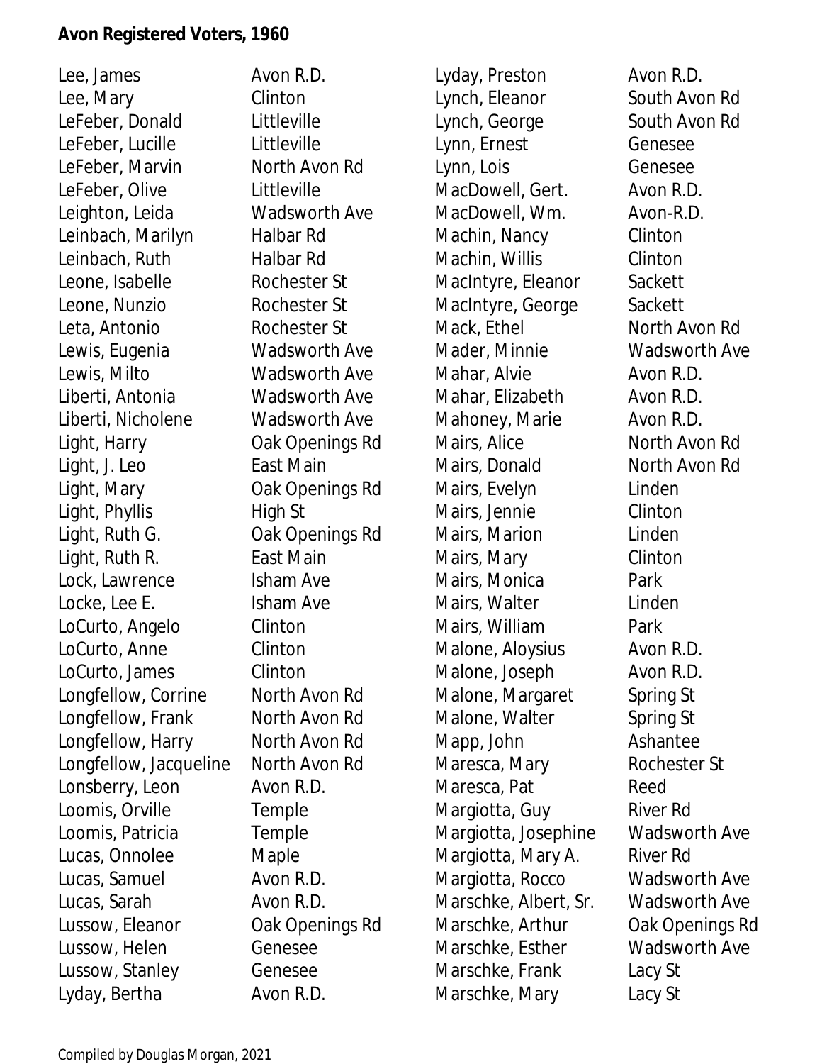**Avon Registered Voters, 1960**

| Name | Address |
|---|---|
| Lee, James | Avon R.D. |
| Lee, Mary | Clinton |
| LeFeber, Donald | Littleville |
| LeFeber, Lucille | Littleville |
| LeFeber, Marvin | North Avon Rd |
| LeFeber, Olive | Littleville |
| Leighton, Leida | Wadsworth Ave |
| Leinbach, Marilyn | Halbar Rd |
| Leinbach, Ruth | Halbar Rd |
| Leone, Isabelle | Rochester St |
| Leone, Nunzio | Rochester St |
| Leta, Antonio | Rochester St |
| Lewis, Eugenia | Wadsworth Ave |
| Lewis, Milto | Wadsworth Ave |
| Liberti, Antonia | Wadsworth Ave |
| Liberti, Nicholene | Wadsworth Ave |
| Light, Harry | Oak Openings Rd |
| Light, J. Leo | East Main |
| Light, Mary | Oak Openings Rd |
| Light, Phyllis | High St |
| Light, Ruth G. | Oak Openings Rd |
| Light, Ruth R. | East Main |
| Lock, Lawrence | Isham Ave |
| Locke, Lee E. | Isham Ave |
| LoCurto, Angelo | Clinton |
| LoCurto, Anne | Clinton |
| LoCurto, James | Clinton |
| Longfellow, Corrine | North Avon Rd |
| Longfellow, Frank | North Avon Rd |
| Longfellow, Harry | North Avon Rd |
| Longfellow, Jacqueline | North Avon Rd |
| Lonsberry, Leon | Avon R.D. |
| Loomis, Orville | Temple |
| Loomis, Patricia | Temple |
| Lucas, Onnolee | Maple |
| Lucas, Samuel | Avon R.D. |
| Lucas, Sarah | Avon R.D. |
| Lussow, Eleanor | Oak Openings Rd |
| Lussow, Helen | Genesee |
| Lussow, Stanley | Genesee |
| Lyday, Bertha | Avon R.D. |
| Lyday, Preston | Avon R.D. |
| Lynch, Eleanor | South Avon Rd |
| Lynch, George | South Avon Rd |
| Lynn, Ernest | Genesee |
| Lynn, Lois | Genesee |
| MacDowell, Gert. | Avon R.D. |
| MacDowell, Wm. | Avon-R.D. |
| Machin, Nancy | Clinton |
| Machin, Willis | Clinton |
| MacIntyre, Eleanor | Sackett |
| MacIntyre, George | Sackett |
| Mack, Ethel | North Avon Rd |
| Mader, Minnie | Wadsworth Ave |
| Mahar, Alvie | Avon R.D. |
| Mahar, Elizabeth | Avon R.D. |
| Mahoney, Marie | Avon R.D. |
| Mairs, Alice | North Avon Rd |
| Mairs, Donald | North Avon Rd |
| Mairs, Evelyn | Linden |
| Mairs, Jennie | Clinton |
| Mairs, Marion | Linden |
| Mairs, Mary | Clinton |
| Mairs, Monica | Park |
| Mairs, Walter | Linden |
| Mairs, William | Park |
| Malone, Aloysius | Avon R.D. |
| Malone, Joseph | Avon R.D. |
| Malone, Margaret | Spring St |
| Malone, Walter | Spring St |
| Mapp, John | Ashantee |
| Maresca, Mary | Rochester St |
| Maresca, Pat | Reed |
| Margiotta, Guy | River Rd |
| Margiotta, Josephine | Wadsworth Ave |
| Margiotta, Mary A. | River Rd |
| Margiotta, Rocco | Wadsworth Ave |
| Marschke, Albert, Sr. | Wadsworth Ave |
| Marschke, Arthur | Oak Openings Rd |
| Marschke, Esther | Wadsworth Ave |
| Marschke, Frank | Lacy St |
| Marschke, Mary | Lacy St |

Compiled by Douglas Morgan, 2021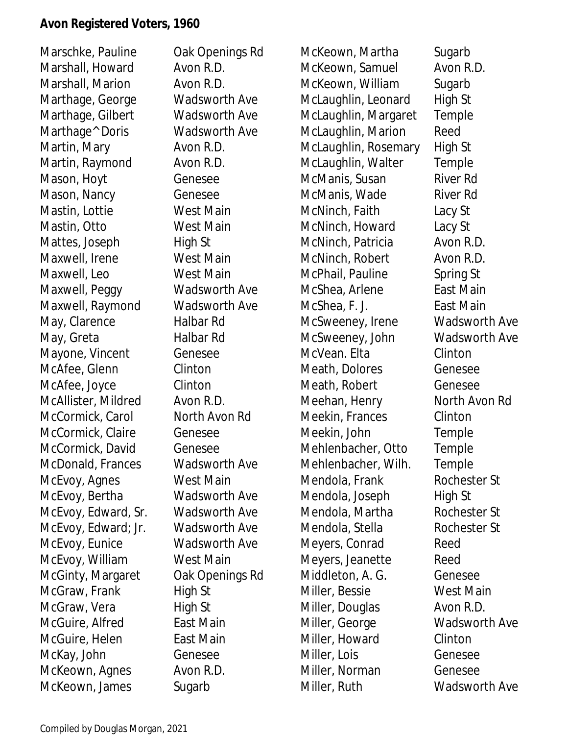**Avon Registered Voters, 1960**

| Name | Street |
|---|---|
| Marschke, Pauline | Oak Openings Rd |
| Marshall, Howard | Avon R.D. |
| Marshall, Marion | Avon R.D. |
| Marthage, George | Wadsworth Ave |
| Marthage, Gilbert | Wadsworth Ave |
| Marthage^Doris | Wadsworth Ave |
| Martin, Mary | Avon R.D. |
| Martin, Raymond | Avon R.D. |
| Mason, Hoyt | Genesee |
| Mason, Nancy | Genesee |
| Mastin, Lottie | West Main |
| Mastin, Otto | West Main |
| Mattes, Joseph | High St |
| Maxwell, Irene | West Main |
| Maxwell, Leo | West Main |
| Maxwell, Peggy | Wadsworth Ave |
| Maxwell, Raymond | Wadsworth Ave |
| May, Clarence | Halbar Rd |
| May, Greta | Halbar Rd |
| Mayone, Vincent | Genesee |
| McAfee, Glenn | Clinton |
| McAfee, Joyce | Clinton |
| McAllister, Mildred | Avon R.D. |
| McCormick, Carol | North Avon Rd |
| McCormick, Claire | Genesee |
| McCormick, David | Genesee |
| McDonald, Frances | Wadsworth Ave |
| McEvoy, Agnes | West Main |
| McEvoy, Bertha | Wadsworth Ave |
| McEvoy, Edward, Sr. | Wadsworth Ave |
| McEvoy, Edward; Jr. | Wadsworth Ave |
| McEvoy, Eunice | Wadsworth Ave |
| McEvoy, William | West Main |
| McGinty, Margaret | Oak Openings Rd |
| McGraw, Frank | High St |
| McGraw, Vera | High St |
| McGuire, Alfred | East Main |
| McGuire, Helen | East Main |
| McKay, John | Genesee |
| McKeown, Agnes | Avon R.D. |
| McKeown, James | Sugarb |
| McKeown, Martha | Sugarb |
| McKeown, Samuel | Avon R.D. |
| McKeown, William | Sugarb |
| McLaughlin, Leonard | High St |
| McLaughlin, Margaret | Temple |
| McLaughlin, Marion | Reed |
| McLaughlin, Rosemary | High St |
| McLaughlin, Walter | Temple |
| McManis, Susan | River Rd |
| McManis, Wade | River Rd |
| McNinch, Faith | Lacy St |
| McNinch, Howard | Lacy St |
| McNinch, Patricia | Avon R.D. |
| McNinch, Robert | Avon R.D. |
| McPhail, Pauline | Spring St |
| McShea, Arlene | East Main |
| McShea, F. J. | East Main |
| McSweeney, Irene | Wadsworth Ave |
| McSweeney, John | Wadsworth Ave |
| McVean. Elta | Clinton |
| Meath, Dolores | Genesee |
| Meath, Robert | Genesee |
| Meehan, Henry | North Avon Rd |
| Meekin, Frances | Clinton |
| Meekin, John | Temple |
| Mehlenbacher, Otto | Temple |
| Mehlenbacher, Wilh. | Temple |
| Mendola, Frank | Rochester St |
| Mendola, Joseph | High St |
| Mendola, Martha | Rochester St |
| Mendola, Stella | Rochester St |
| Meyers, Conrad | Reed |
| Meyers, Jeanette | Reed |
| Middleton, A. G. | Genesee |
| Miller, Bessie | West Main |
| Miller, Douglas | Avon R.D. |
| Miller, George | Wadsworth Ave |
| Miller, Howard | Clinton |
| Miller, Lois | Genesee |
| Miller, Norman | Genesee |
| Miller, Ruth | Wadsworth Ave |

Compiled by Douglas Morgan, 2021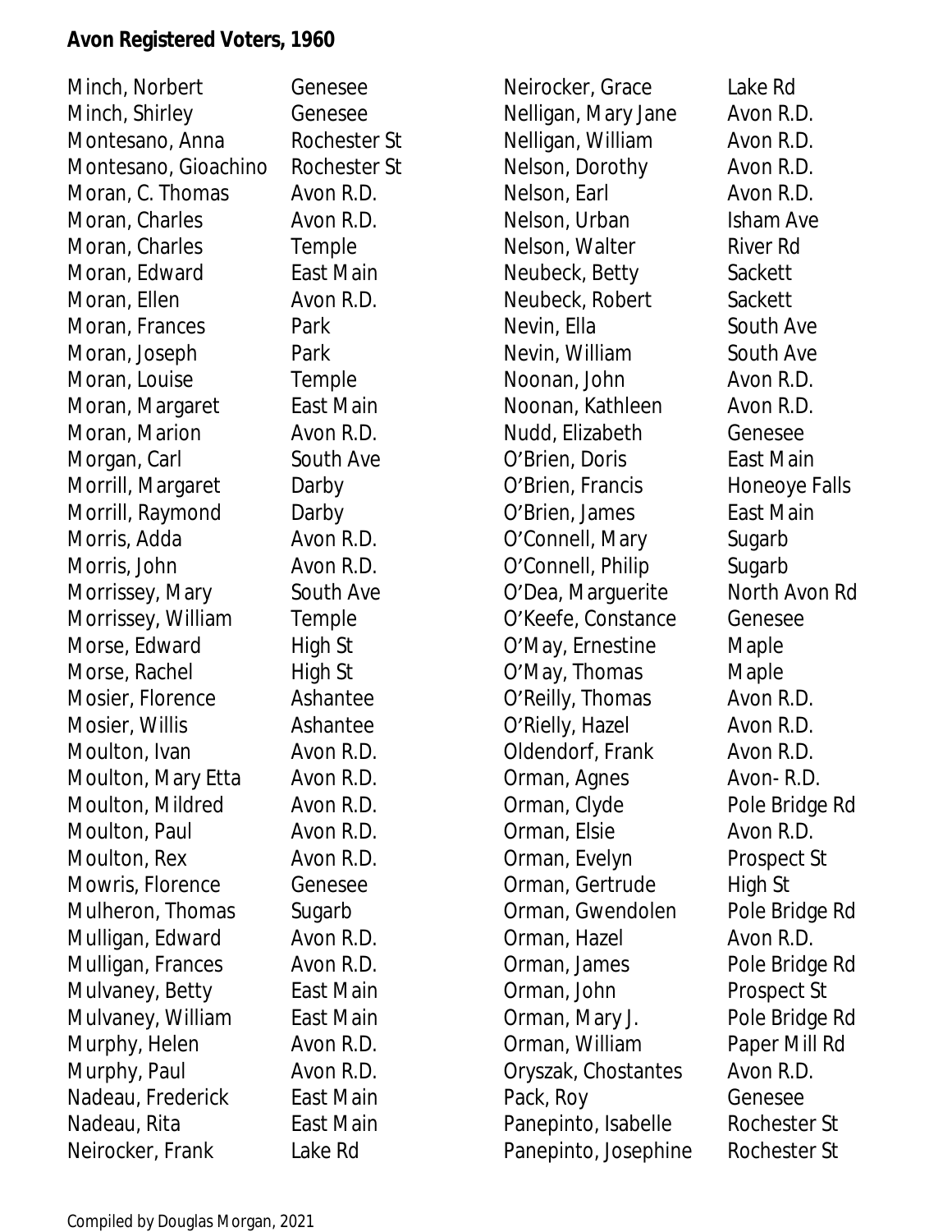**Avon Registered Voters, 1960**

| Name | Address |
|---|---|
| Minch, Norbert | Genesee |
| Minch, Shirley | Genesee |
| Montesano, Anna | Rochester St |
| Montesano, Gioachino | Rochester St |
| Moran, C. Thomas | Avon R.D. |
| Moran, Charles | Avon R.D. |
| Moran, Charles | Temple |
| Moran, Edward | East Main |
| Moran, Ellen | Avon R.D. |
| Moran, Frances | Park |
| Moran, Joseph | Park |
| Moran, Louise | Temple |
| Moran, Margaret | East Main |
| Moran, Marion | Avon R.D. |
| Morgan, Carl | South Ave |
| Morrill, Margaret | Darby |
| Morrill, Raymond | Darby |
| Morris, Adda | Avon R.D. |
| Morris, John | Avon R.D. |
| Morrissey, Mary | South Ave |
| Morrissey, William | Temple |
| Morse, Edward | High St |
| Morse, Rachel | High St |
| Mosier, Florence | Ashantee |
| Mosier, Willis | Ashantee |
| Moulton, Ivan | Avon R.D. |
| Moulton, Mary Etta | Avon R.D. |
| Moulton, Mildred | Avon R.D. |
| Moulton, Paul | Avon R.D. |
| Moulton, Rex | Avon R.D. |
| Mowris, Florence | Genesee |
| Mulheron, Thomas | Sugarb |
| Mulligan, Edward | Avon R.D. |
| Mulligan, Frances | Avon R.D. |
| Mulvaney, Betty | East Main |
| Mulvaney, William | East Main |
| Murphy, Helen | Avon R.D. |
| Murphy, Paul | Avon R.D. |
| Nadeau, Frederick | East Main |
| Nadeau, Rita | East Main |
| Neirocker, Frank | Lake Rd |
| Neirocker, Grace | Lake Rd |
| Nelligan, Mary Jane | Avon R.D. |
| Nelligan, William | Avon R.D. |
| Nelson, Dorothy | Avon R.D. |
| Nelson, Earl | Avon R.D. |
| Nelson, Urban | Isham Ave |
| Nelson, Walter | River Rd |
| Neubeck, Betty | Sackett |
| Neubeck, Robert | Sackett |
| Nevin, Ella | South Ave |
| Nevin, William | South Ave |
| Noonan, John | Avon R.D. |
| Noonan, Kathleen | Avon R.D. |
| Nudd, Elizabeth | Genesee |
| O'Brien, Doris | East Main |
| O'Brien, Francis | Honeoye Falls |
| O'Brien, James | East Main |
| O'Connell, Mary | Sugarb |
| O'Connell, Philip | Sugarb |
| O'Dea, Marguerite | North Avon Rd |
| O'Keefe, Constance | Genesee |
| O'May, Ernestine | Maple |
| O'May, Thomas | Maple |
| O'Reilly, Thomas | Avon R.D. |
| O'Rielly, Hazel | Avon R.D. |
| Oldendorf, Frank | Avon R.D. |
| Orman, Agnes | Avon- R.D. |
| Orman, Clyde | Pole Bridge Rd |
| Orman, Elsie | Avon R.D. |
| Orman, Evelyn | Prospect St |
| Orman, Gertrude | High St |
| Orman, Gwendolen | Pole Bridge Rd |
| Orman, Hazel | Avon R.D. |
| Orman, James | Pole Bridge Rd |
| Orman, John | Prospect St |
| Orman, Mary J. | Pole Bridge Rd |
| Orman, William | Paper Mill Rd |
| Oryszak, Chostantes | Avon R.D. |
| Pack, Roy | Genesee |
| Panepinto, Isabelle | Rochester St |
| Panepinto, Josephine | Rochester St |

Compiled by Douglas Morgan, 2021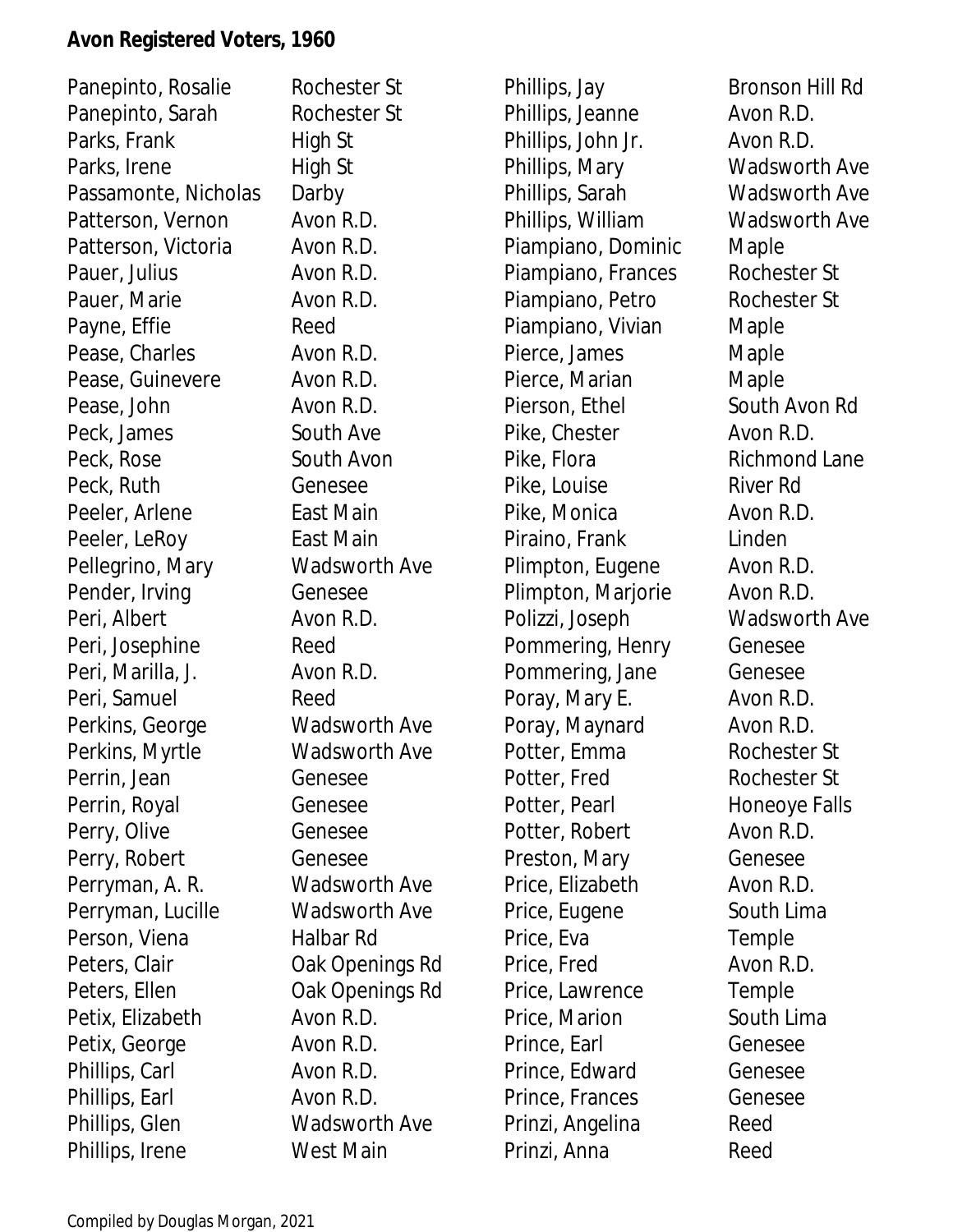**Avon Registered Voters, 1960**

| Name | Address |
|---|---|
| Panepinto, Rosalie | Rochester St |
| Panepinto, Sarah | Rochester St |
| Parks, Frank | High St |
| Parks, Irene | High St |
| Passamonte, Nicholas | Darby |
| Patterson, Vernon | Avon R.D. |
| Patterson, Victoria | Avon R.D. |
| Pauer, Julius | Avon R.D. |
| Pauer, Marie | Avon R.D. |
| Payne, Effie | Reed |
| Pease, Charles | Avon R.D. |
| Pease, Guinevere | Avon R.D. |
| Pease, John | Avon R.D. |
| Peck, James | South Ave |
| Peck, Rose | South Avon |
| Peck, Ruth | Genesee |
| Peeler, Arlene | East Main |
| Peeler, LeRoy | East Main |
| Pellegrino, Mary | Wadsworth Ave |
| Pender, Irving | Genesee |
| Peri, Albert | Avon R.D. |
| Peri, Josephine | Reed |
| Peri, Marilla, J. | Avon R.D. |
| Peri, Samuel | Reed |
| Perkins, George | Wadsworth Ave |
| Perkins, Myrtle | Wadsworth Ave |
| Perrin, Jean | Genesee |
| Perrin, Royal | Genesee |
| Perry, Olive | Genesee |
| Perry, Robert | Genesee |
| Perryman, A. R. | Wadsworth Ave |
| Perryman, Lucille | Wadsworth Ave |
| Person, Viena | Halbar Rd |
| Peters, Clair | Oak Openings Rd |
| Peters, Ellen | Oak Openings Rd |
| Petix, Elizabeth | Avon R.D. |
| Petix, George | Avon R.D. |
| Phillips, Carl | Avon R.D. |
| Phillips, Earl | Avon R.D. |
| Phillips, Glen | Wadsworth Ave |
| Phillips, Irene | West Main |
| Phillips, Jay | Bronson Hill Rd |
| Phillips, Jeanne | Avon R.D. |
| Phillips, John Jr. | Avon R.D. |
| Phillips, Mary | Wadsworth Ave |
| Phillips, Sarah | Wadsworth Ave |
| Phillips, William | Wadsworth Ave |
| Piampiano, Dominic | Maple |
| Piampiano, Frances | Rochester St |
| Piampiano, Petro | Rochester St |
| Piampiano, Vivian | Maple |
| Pierce, James | Maple |
| Pierce, Marian | Maple |
| Pierson, Ethel | South Avon Rd |
| Pike, Chester | Avon R.D. |
| Pike, Flora | Richmond Lane |
| Pike, Louise | River Rd |
| Pike, Monica | Avon R.D. |
| Piraino, Frank | Linden |
| Plimpton, Eugene | Avon R.D. |
| Plimpton, Marjorie | Avon R.D. |
| Polizzi, Joseph | Wadsworth Ave |
| Pommering, Henry | Genesee |
| Pommering, Jane | Genesee |
| Poray, Mary E. | Avon R.D. |
| Poray, Maynard | Avon R.D. |
| Potter, Emma | Rochester St |
| Potter, Fred | Rochester St |
| Potter, Pearl | Honeoye Falls |
| Potter, Robert | Avon R.D. |
| Preston, Mary | Genesee |
| Price, Elizabeth | Avon R.D. |
| Price, Eugene | South Lima |
| Price, Eva | Temple |
| Price, Fred | Avon R.D. |
| Price, Lawrence | Temple |
| Price, Marion | South Lima |
| Prince, Earl | Genesee |
| Prince, Edward | Genesee |
| Prince, Frances | Genesee |
| Prinzi, Angelina | Reed |
| Prinzi, Anna | Reed |

Compiled by Douglas Morgan, 2021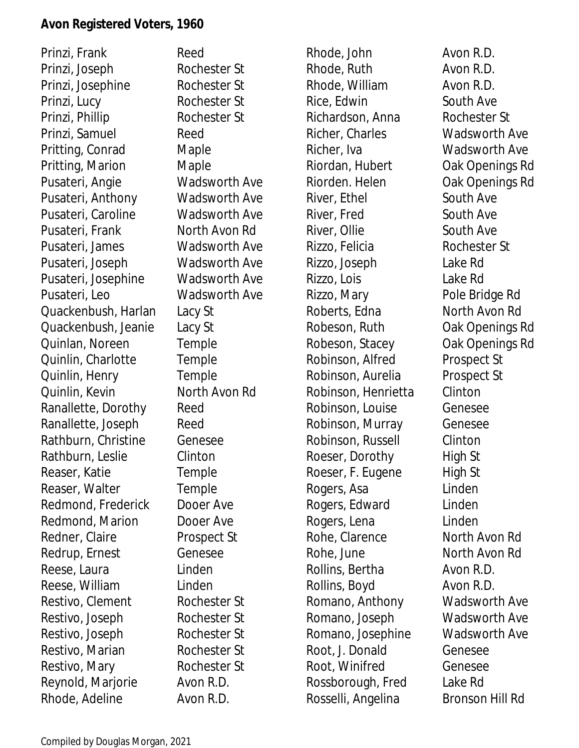**Avon Registered Voters, 1960**

| Name | Address |
|---|---|
| Prinzi, Frank | Reed |
| Prinzi, Joseph | Rochester St |
| Prinzi, Josephine | Rochester St |
| Prinzi, Lucy | Rochester St |
| Prinzi, Phillip | Rochester St |
| Prinzi, Samuel | Reed |
| Pritting, Conrad | Maple |
| Pritting, Marion | Maple |
| Pusateri, Angie | Wadsworth Ave |
| Pusateri, Anthony | Wadsworth Ave |
| Pusateri, Caroline | Wadsworth Ave |
| Pusateri, Frank | North Avon Rd |
| Pusateri, James | Wadsworth Ave |
| Pusateri, Joseph | Wadsworth Ave |
| Pusateri, Josephine | Wadsworth Ave |
| Pusateri, Leo | Wadsworth Ave |
| Quackenbush, Harlan | Lacy St |
| Quackenbush, Jeanie | Lacy St |
| Quinlan, Noreen | Temple |
| Quinlin, Charlotte | Temple |
| Quinlin, Henry | Temple |
| Quinlin, Kevin | North Avon Rd |
| Ranallette, Dorothy | Reed |
| Ranallette, Joseph | Reed |
| Rathburn, Christine | Genesee |
| Rathburn, Leslie | Clinton |
| Reaser, Katie | Temple |
| Reaser, Walter | Temple |
| Redmond, Frederick | Dooer Ave |
| Redmond, Marion | Dooer Ave |
| Redner, Claire | Prospect St |
| Redrup, Ernest | Genesee |
| Reese, Laura | Linden |
| Reese, William | Linden |
| Restivo, Clement | Rochester St |
| Restivo, Joseph | Rochester St |
| Restivo, Joseph | Rochester St |
| Restivo, Marian | Rochester St |
| Restivo, Mary | Rochester St |
| Reynold, Marjorie | Avon R.D. |
| Rhode, Adeline | Avon R.D. |
| Rhode, John | Avon R.D. |
| Rhode, Ruth | Avon R.D. |
| Rhode, William | Avon R.D. |
| Rice, Edwin | South Ave |
| Richardson, Anna | Rochester St |
| Richer, Charles | Wadsworth Ave |
| Richer, Iva | Wadsworth Ave |
| Riordan, Hubert | Oak Openings Rd |
| Riorden. Helen | Oak Openings Rd |
| River, Ethel | South Ave |
| River, Fred | South Ave |
| River, Ollie | South Ave |
| Rizzo, Felicia | Rochester St |
| Rizzo, Joseph | Lake Rd |
| Rizzo, Lois | Lake Rd |
| Rizzo, Mary | Pole Bridge Rd |
| Roberts, Edna | North Avon Rd |
| Robeson, Ruth | Oak Openings Rd |
| Robeson, Stacey | Oak Openings Rd |
| Robinson, Alfred | Prospect St |
| Robinson, Aurelia | Prospect St |
| Robinson, Henrietta | Clinton |
| Robinson, Louise | Genesee |
| Robinson, Murray | Genesee |
| Robinson, Russell | Clinton |
| Roeser, Dorothy | High St |
| Roeser, F. Eugene | High St |
| Rogers, Asa | Linden |
| Rogers, Edward | Linden |
| Rogers, Lena | Linden |
| Rohe, Clarence | North Avon Rd |
| Rohe, June | North Avon Rd |
| Rollins, Bertha | Avon R.D. |
| Rollins, Boyd | Avon R.D. |
| Romano, Anthony | Wadsworth Ave |
| Romano, Joseph | Wadsworth Ave |
| Romano, Josephine | Wadsworth Ave |
| Root, J. Donald | Genesee |
| Root, Winifred | Genesee |
| Rossborough, Fred | Lake Rd |
| Rosselli, Angelina | Bronson Hill Rd |

Compiled by Douglas Morgan, 2021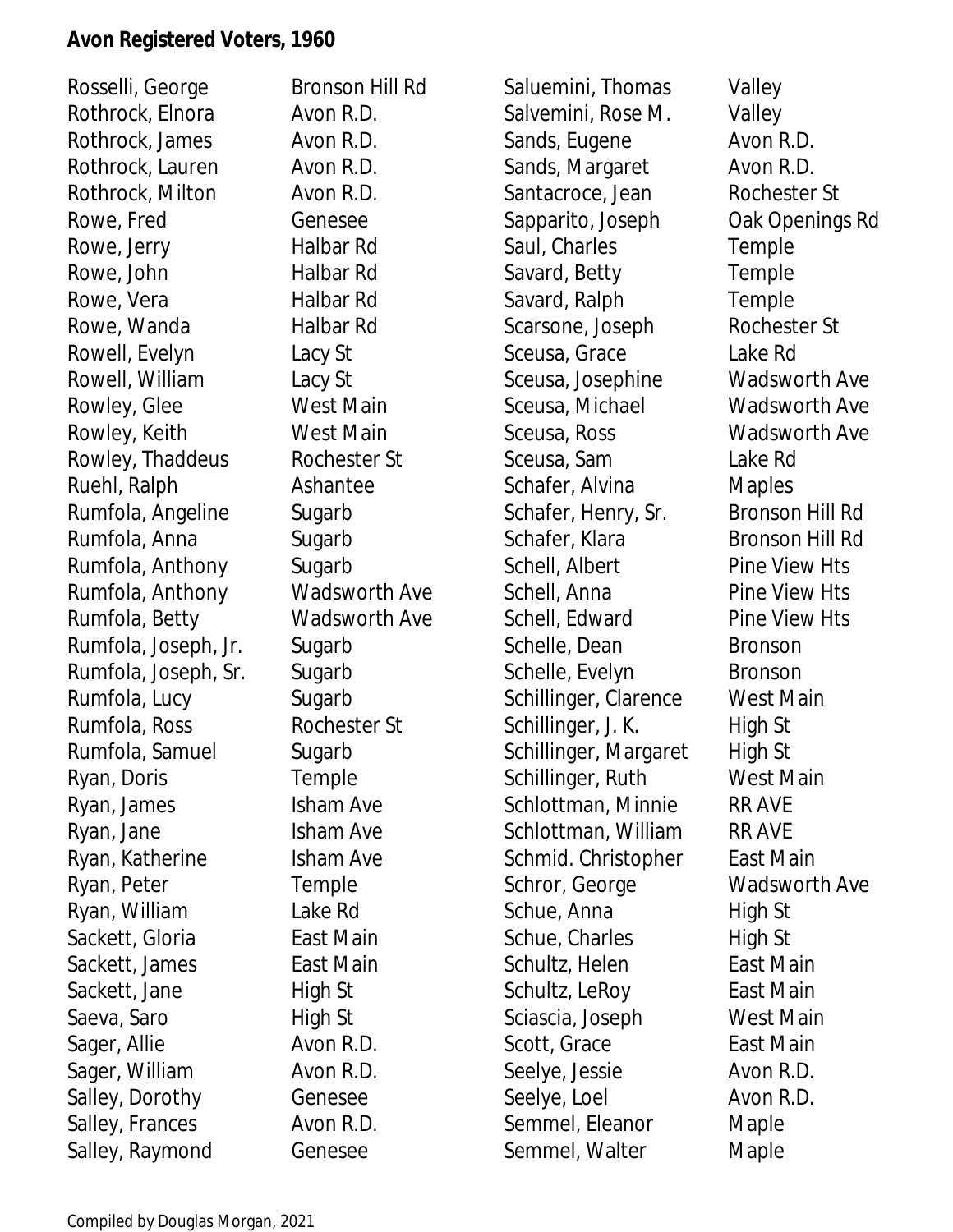**Avon Registered Voters, 1960**

| Name | Address |
|---|---|
| Rosselli, George | Bronson Hill Rd |
| Rothrock, Elnora | Avon R.D. |
| Rothrock, James | Avon R.D. |
| Rothrock, Lauren | Avon R.D. |
| Rothrock, Milton | Avon R.D. |
| Rowe, Fred | Genesee |
| Rowe, Jerry | Halbar Rd |
| Rowe, John | Halbar Rd |
| Rowe, Vera | Halbar Rd |
| Rowe, Wanda | Halbar Rd |
| Rowell, Evelyn | Lacy St |
| Rowell, William | Lacy St |
| Rowley, Glee | West Main |
| Rowley, Keith | West Main |
| Rowley, Thaddeus | Rochester St |
| Ruehl, Ralph | Ashantee |
| Rumfola, Angeline | Sugarb |
| Rumfola, Anna | Sugarb |
| Rumfola, Anthony | Sugarb |
| Rumfola, Anthony | Wadsworth Ave |
| Rumfola, Betty | Wadsworth Ave |
| Rumfola, Joseph, Jr. | Sugarb |
| Rumfola, Joseph, Sr. | Sugarb |
| Rumfola, Lucy | Sugarb |
| Rumfola, Ross | Rochester St |
| Rumfola, Samuel | Sugarb |
| Ryan, Doris | Temple |
| Ryan, James | Isham Ave |
| Ryan, Jane | Isham Ave |
| Ryan, Katherine | Isham Ave |
| Ryan, Peter | Temple |
| Ryan, William | Lake Rd |
| Sackett, Gloria | East Main |
| Sackett, James | East Main |
| Sackett, Jane | High St |
| Saeva, Saro | High St |
| Sager, Allie | Avon R.D. |
| Sager, William | Avon R.D. |
| Salley, Dorothy | Genesee |
| Salley, Frances | Avon R.D. |
| Salley, Raymond | Genesee |
| Saluemini, Thomas | Valley |
| Salvemini, Rose M. | Valley |
| Sands, Eugene | Avon R.D. |
| Sands, Margaret | Avon R.D. |
| Santacroce, Jean | Rochester St |
| Sapparito, Joseph | Oak Openings Rd |
| Saul, Charles | Temple |
| Savard, Betty | Temple |
| Savard, Ralph | Temple |
| Scarsone, Joseph | Rochester St |
| Sceusa, Grace | Lake Rd |
| Sceusa, Josephine | Wadsworth Ave |
| Sceusa, Michael | Wadsworth Ave |
| Sceusa, Ross | Wadsworth Ave |
| Sceusa, Sam | Lake Rd |
| Schafer, Alvina | Maples |
| Schafer, Henry, Sr. | Bronson Hill Rd |
| Schafer, Klara | Bronson Hill Rd |
| Schell, Albert | Pine View Hts |
| Schell, Anna | Pine View Hts |
| Schell, Edward | Pine View Hts |
| Schelle, Dean | Bronson |
| Schelle, Evelyn | Bronson |
| Schillinger, Clarence | West Main |
| Schillinger, J. K. | High St |
| Schillinger, Margaret | High St |
| Schillinger, Ruth | West Main |
| Schlottman, Minnie | RR AVE |
| Schlottman, William | RR AVE |
| Schmid. Christopher | East Main |
| Schror, George | Wadsworth Ave |
| Schue, Anna | High St |
| Schue, Charles | High St |
| Schultz, Helen | East Main |
| Schultz, LeRoy | East Main |
| Sciascia, Joseph | West Main |
| Scott, Grace | East Main |
| Seelye, Jessie | Avon R.D. |
| Seelye, Loel | Avon R.D. |
| Semmel, Eleanor | Maple |
| Semmel, Walter | Maple |

Compiled by Douglas Morgan, 2021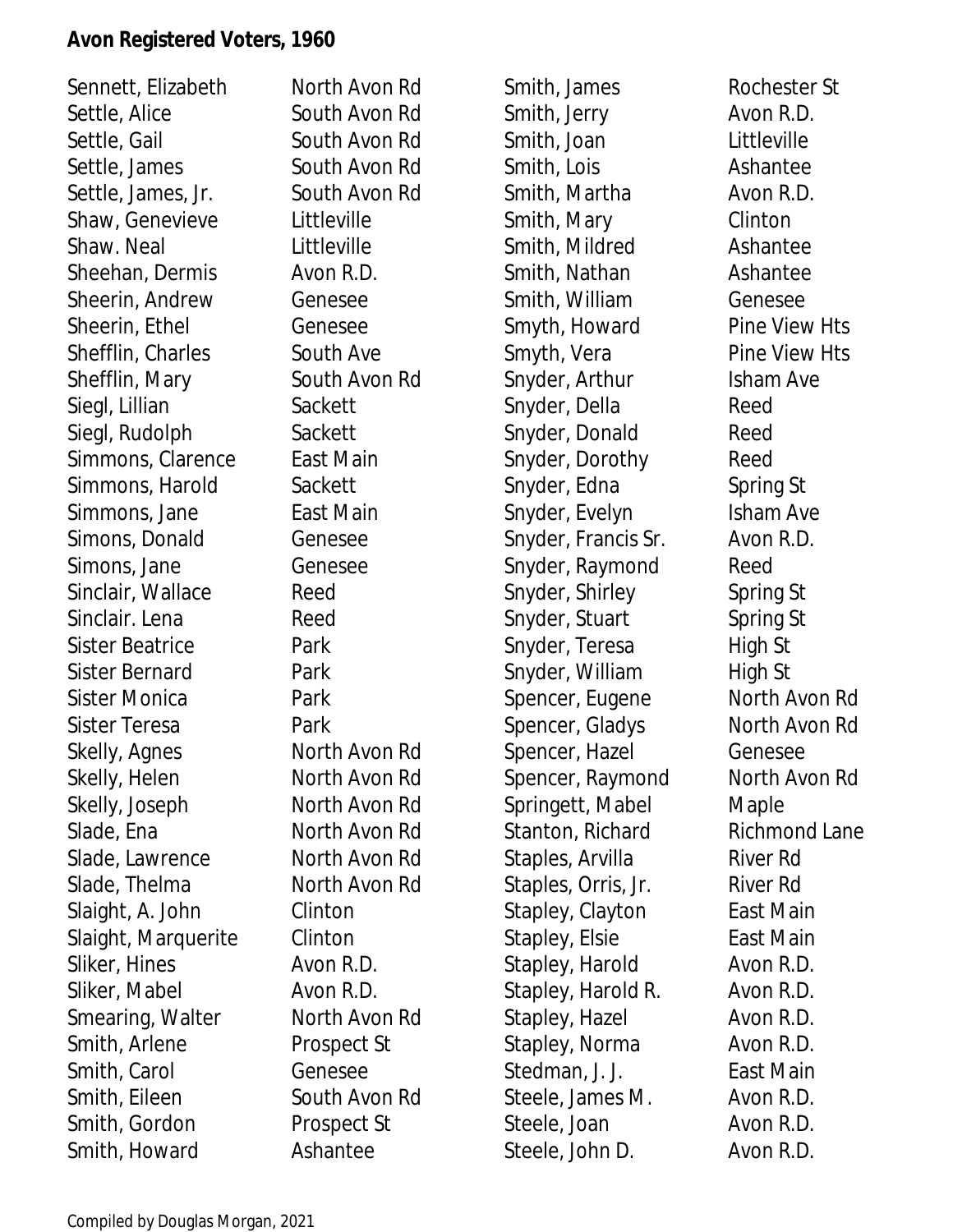**Avon Registered Voters, 1960**

| Name | Address |
|---|---|
| Sennett, Elizabeth | North Avon Rd |
| Settle, Alice | South Avon Rd |
| Settle, Gail | South Avon Rd |
| Settle, James | South Avon Rd |
| Settle, James, Jr. | South Avon Rd |
| Shaw, Genevieve | Littleville |
| Shaw. Neal | Littleville |
| Sheehan, Dermis | Avon R.D. |
| Sheerin, Andrew | Genesee |
| Sheerin, Ethel | Genesee |
| Shefflin, Charles | South Ave |
| Shefflin, Mary | South Avon Rd |
| Siegl, Lillian | Sackett |
| Siegl, Rudolph | Sackett |
| Simmons, Clarence | East Main |
| Simmons, Harold | Sackett |
| Simmons, Jane | East Main |
| Simons, Donald | Genesee |
| Simons, Jane | Genesee |
| Sinclair, Wallace | Reed |
| Sinclair. Lena | Reed |
| Sister Beatrice | Park |
| Sister Bernard | Park |
| Sister Monica | Park |
| Sister Teresa | Park |
| Skelly, Agnes | North Avon Rd |
| Skelly, Helen | North Avon Rd |
| Skelly, Joseph | North Avon Rd |
| Slade, Ena | North Avon Rd |
| Slade, Lawrence | North Avon Rd |
| Slade, Thelma | North Avon Rd |
| Slaight, A. John | Clinton |
| Slaight, Marquerite | Clinton |
| Sliker, Hines | Avon R.D. |
| Sliker, Mabel | Avon R.D. |
| Smearing, Walter | North Avon Rd |
| Smith, Arlene | Prospect St |
| Smith, Carol | Genesee |
| Smith, Eileen | South Avon Rd |
| Smith, Gordon | Prospect St |
| Smith, Howard | Ashantee |
| Smith, James | Rochester St |
| Smith, Jerry | Avon R.D. |
| Smith, Joan | Littleville |
| Smith, Lois | Ashantee |
| Smith, Martha | Avon R.D. |
| Smith, Mary | Clinton |
| Smith, Mildred | Ashantee |
| Smith, Nathan | Ashantee |
| Smith, William | Genesee |
| Smyth, Howard | Pine View Hts |
| Smyth, Vera | Pine View Hts |
| Snyder, Arthur | Isham Ave |
| Snyder, Della | Reed |
| Snyder, Donald | Reed |
| Snyder, Dorothy | Reed |
| Snyder, Edna | Spring St |
| Snyder, Evelyn | Isham Ave |
| Snyder, Francis Sr. | Avon R.D. |
| Snyder, Raymond | Reed |
| Snyder, Shirley | Spring St |
| Snyder, Stuart | Spring St |
| Snyder, Teresa | High St |
| Snyder, William | High St |
| Spencer, Eugene | North Avon Rd |
| Spencer, Gladys | North Avon Rd |
| Spencer, Hazel | Genesee |
| Spencer, Raymond | North Avon Rd |
| Springett, Mabel | Maple |
| Stanton, Richard | Richmond Lane |
| Staples, Arvilla | River Rd |
| Staples, Orris, Jr. | River Rd |
| Stapley, Clayton | East Main |
| Stapley, Elsie | East Main |
| Stapley, Harold | Avon R.D. |
| Stapley, Harold R. | Avon R.D. |
| Stapley, Hazel | Avon R.D. |
| Stapley, Norma | Avon R.D. |
| Stedman, J. J. | East Main |
| Steele, James M. | Avon R.D. |
| Steele, Joan | Avon R.D. |
| Steele, John D. | Avon R.D. |

Compiled by Douglas Morgan, 2021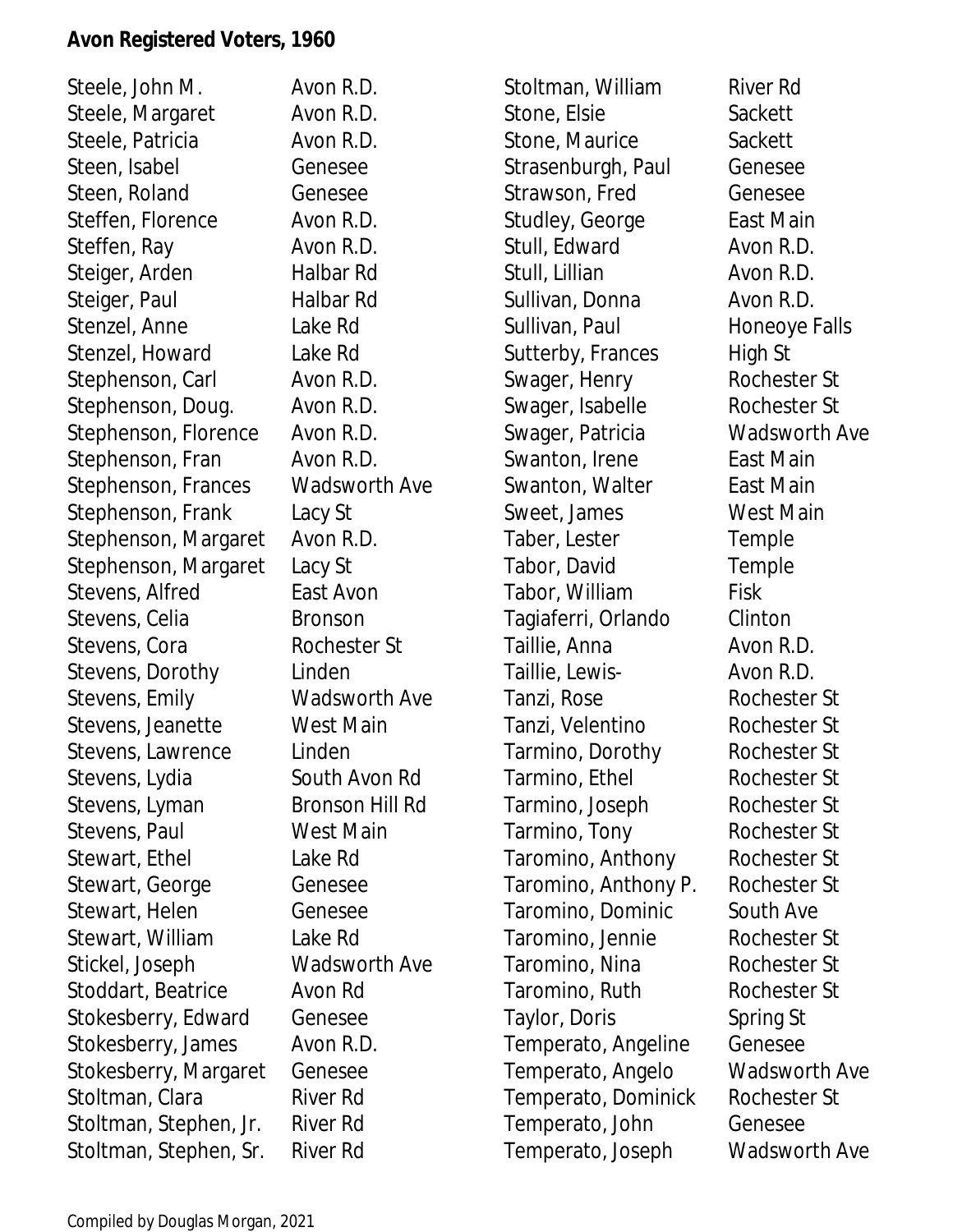**Avon Registered Voters, 1960**

| Name | Address |
|---|---|
| Steele, John M. | Avon R.D. |
| Steele, Margaret | Avon R.D. |
| Steele, Patricia | Avon R.D. |
| Steen, Isabel | Genesee |
| Steen, Roland | Genesee |
| Steffen, Florence | Avon R.D. |
| Steffen, Ray | Avon R.D. |
| Steiger, Arden | Halbar Rd |
| Steiger, Paul | Halbar Rd |
| Stenzel, Anne | Lake Rd |
| Stenzel, Howard | Lake Rd |
| Stephenson, Carl | Avon R.D. |
| Stephenson, Doug. | Avon R.D. |
| Stephenson, Florence | Avon R.D. |
| Stephenson, Fran | Avon R.D. |
| Stephenson, Frances | Wadsworth Ave |
| Stephenson, Frank | Lacy St |
| Stephenson, Margaret | Avon R.D. |
| Stephenson, Margaret | Lacy St |
| Stevens, Alfred | East Avon |
| Stevens, Celia | Bronson |
| Stevens, Cora | Rochester St |
| Stevens, Dorothy | Linden |
| Stevens, Emily | Wadsworth Ave |
| Stevens, Jeanette | West Main |
| Stevens, Lawrence | Linden |
| Stevens, Lydia | South Avon Rd |
| Stevens, Lyman | Bronson Hill Rd |
| Stevens, Paul | West Main |
| Stewart, Ethel | Lake Rd |
| Stewart, George | Genesee |
| Stewart, Helen | Genesee |
| Stewart, William | Lake Rd |
| Stickel, Joseph | Wadsworth Ave |
| Stoddart, Beatrice | Avon Rd |
| Stokesberry, Edward | Genesee |
| Stokesberry, James | Avon R.D. |
| Stokesberry, Margaret | Genesee |
| Stoltman, Clara | River Rd |
| Stoltman, Stephen, Jr. | River Rd |
| Stoltman, Stephen, Sr. | River Rd |
| Stoltman, William | River Rd |
| Stone, Elsie | Sackett |
| Stone, Maurice | Sackett |
| Strasenburgh, Paul | Genesee |
| Strawson, Fred | Genesee |
| Studley, George | East Main |
| Stull, Edward | Avon R.D. |
| Stull, Lillian | Avon R.D. |
| Sullivan, Donna | Avon R.D. |
| Sullivan, Paul | Honeoye Falls |
| Sutterby, Frances | High St |
| Swager, Henry | Rochester St |
| Swager, Isabelle | Rochester St |
| Swager, Patricia | Wadsworth Ave |
| Swanton, Irene | East Main |
| Swanton, Walter | East Main |
| Sweet, James | West Main |
| Taber, Lester | Temple |
| Tabor, David | Temple |
| Tabor, William | Fisk |
| Tagiaferri, Orlando | Clinton |
| Taillie, Anna | Avon R.D. |
| Taillie, Lewis- | Avon R.D. |
| Tanzi, Rose | Rochester St |
| Tanzi, Velentino | Rochester St |
| Tarmino, Dorothy | Rochester St |
| Tarmino, Ethel | Rochester St |
| Tarmino, Joseph | Rochester St |
| Tarmino, Tony | Rochester St |
| Taromino, Anthony | Rochester St |
| Taromino, Anthony P. | Rochester St |
| Taromino, Dominic | South Ave |
| Taromino, Jennie | Rochester St |
| Taromino, Nina | Rochester St |
| Taromino, Ruth | Rochester St |
| Taylor, Doris | Spring St |
| Temperato, Angeline | Genesee |
| Temperato, Angelo | Wadsworth Ave |
| Temperato, Dominick | Rochester St |
| Temperato, John | Genesee |
| Temperato, Joseph | Wadsworth Ave |

Compiled by Douglas Morgan, 2021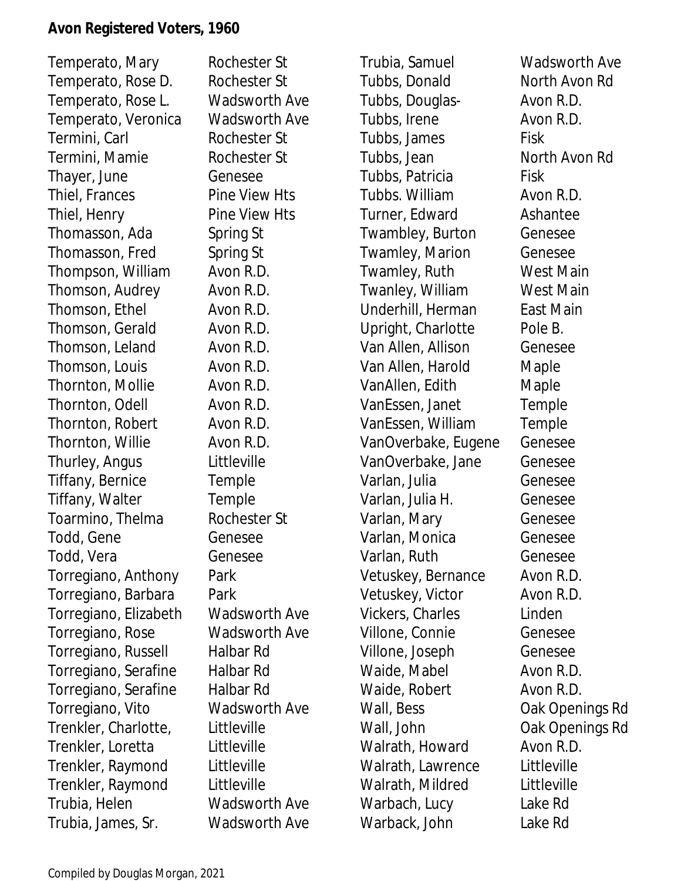**Avon Registered Voters, 1960**

| Name | Address |
|---|---|
| Temperato, Mary | Rochester St |
| Temperato, Rose D. | Rochester St |
| Temperato, Rose L. | Wadsworth Ave |
| Temperato, Veronica | Wadsworth Ave |
| Termini, Carl | Rochester St |
| Termini, Mamie | Rochester St |
| Thayer, June | Genesee |
| Thiel, Frances | Pine View Hts |
| Thiel, Henry | Pine View Hts |
| Thomasson, Ada | Spring St |
| Thomasson, Fred | Spring St |
| Thompson, William | Avon R.D. |
| Thomson, Audrey | Avon R.D. |
| Thomson, Ethel | Avon R.D. |
| Thomson, Gerald | Avon R.D. |
| Thomson, Leland | Avon R.D. |
| Thomson, Louis | Avon R.D. |
| Thornton, Mollie | Avon R.D. |
| Thornton, Odell | Avon R.D. |
| Thornton, Robert | Avon R.D. |
| Thornton, Willie | Avon R.D. |
| Thurley, Angus | Littleville |
| Tiffany, Bernice | Temple |
| Tiffany, Walter | Temple |
| Toarmino, Thelma | Rochester St |
| Todd, Gene | Genesee |
| Todd, Vera | Genesee |
| Torregiano, Anthony | Park |
| Torregiano, Barbara | Park |
| Torregiano, Elizabeth | Wadsworth Ave |
| Torregiano, Rose | Wadsworth Ave |
| Torregiano, Russell | Halbar Rd |
| Torregiano, Serafine | Halbar Rd |
| Torregiano, Serafine | Halbar Rd |
| Torregiano, Vito | Wadsworth Ave |
| Trenkler, Charlotte, | Littleville |
| Trenkler, Loretta | Littleville |
| Trenkler, Raymond | Littleville |
| Trenkler, Raymond | Littleville |
| Trubia, Helen | Wadsworth Ave |
| Trubia, James, Sr. | Wadsworth Ave |
| Trubia, Samuel | Wadsworth Ave |
| Tubbs, Donald | North Avon Rd |
| Tubbs, Douglas- | Avon R.D. |
| Tubbs, Irene | Avon R.D. |
| Tubbs, James | Fisk |
| Tubbs, Jean | North Avon Rd |
| Tubbs, Patricia | Fisk |
| Tubbs. William | Avon R.D. |
| Turner, Edward | Ashantee |
| Twambley, Burton | Genesee |
| Twamley, Marion | Genesee |
| Twamley, Ruth | West Main |
| Twanley, William | West Main |
| Underhill, Herman | East Main |
| Upright, Charlotte | Pole B. |
| Van Allen, Allison | Genesee |
| Van Allen, Harold | Maple |
| VanAllen, Edith | Maple |
| VanEssen, Janet | Temple |
| VanEssen, William | Temple |
| VanOverbake, Eugene | Genesee |
| VanOverbake, Jane | Genesee |
| Varlan, Julia | Genesee |
| Varlan, Julia H. | Genesee |
| Varlan, Mary | Genesee |
| Varlan, Monica | Genesee |
| Varlan, Ruth | Genesee |
| Vetuskey, Bernance | Avon R.D. |
| Vetuskey, Victor | Avon R.D. |
| Vickers, Charles | Linden |
| Villone, Connie | Genesee |
| Villone, Joseph | Genesee |
| Waide, Mabel | Avon R.D. |
| Waide, Robert | Avon R.D. |
| Wall, Bess | Oak Openings Rd |
| Wall, John | Oak Openings Rd |
| Walrath, Howard | Avon R.D. |
| Walrath, Lawrence | Littleville |
| Walrath, Mildred | Littleville |
| Warbach, Lucy | Lake Rd |
| Warback, John | Lake Rd |

Compiled by Douglas Morgan, 2021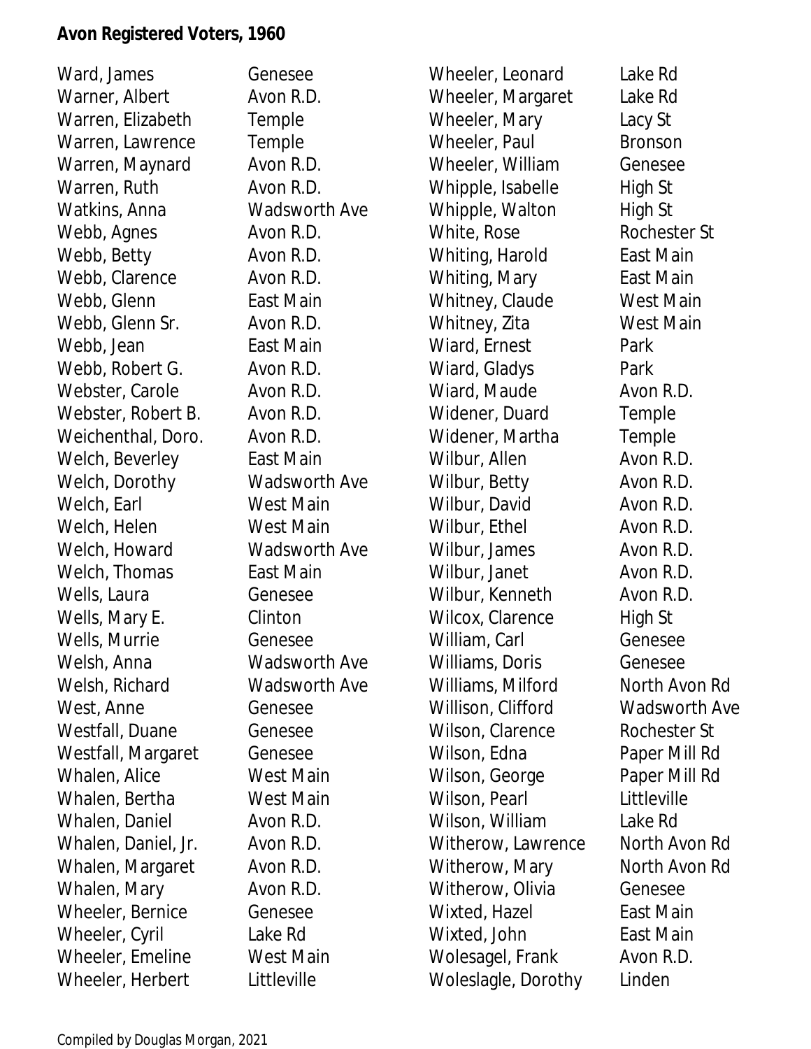**Avon Registered Voters, 1960**

| Name | Address |
|---|---|
| Ward, James | Genesee |
| Warner, Albert | Avon R.D. |
| Warren, Elizabeth | Temple |
| Warren, Lawrence | Temple |
| Warren, Maynard | Avon R.D. |
| Warren, Ruth | Avon R.D. |
| Watkins, Anna | Wadsworth Ave |
| Webb, Agnes | Avon R.D. |
| Webb, Betty | Avon R.D. |
| Webb, Clarence | Avon R.D. |
| Webb, Glenn | East Main |
| Webb, Glenn Sr. | Avon R.D. |
| Webb, Jean | East Main |
| Webb, Robert G. | Avon R.D. |
| Webster, Carole | Avon R.D. |
| Webster, Robert B. | Avon R.D. |
| Weichenthal, Doro. | Avon R.D. |
| Welch, Beverley | East Main |
| Welch, Dorothy | Wadsworth Ave |
| Welch, Earl | West Main |
| Welch, Helen | West Main |
| Welch, Howard | Wadsworth Ave |
| Welch, Thomas | East Main |
| Wells, Laura | Genesee |
| Wells, Mary E. | Clinton |
| Wells, Murrie | Genesee |
| Welsh, Anna | Wadsworth Ave |
| Welsh, Richard | Wadsworth Ave |
| West, Anne | Genesee |
| Westfall, Duane | Genesee |
| Westfall, Margaret | Genesee |
| Whalen, Alice | West Main |
| Whalen, Bertha | West Main |
| Whalen, Daniel | Avon R.D. |
| Whalen, Daniel, Jr. | Avon R.D. |
| Whalen, Margaret | Avon R.D. |
| Whalen, Mary | Avon R.D. |
| Wheeler, Bernice | Genesee |
| Wheeler, Cyril | Lake Rd |
| Wheeler, Emeline | West Main |
| Wheeler, Herbert | Littleville |
| Wheeler, Leonard | Lake Rd |
| Wheeler, Margaret | Lake Rd |
| Wheeler, Mary | Lacy St |
| Wheeler, Paul | Bronson |
| Wheeler, William | Genesee |
| Whipple, Isabelle | High St |
| Whipple, Walton | High St |
| White, Rose | Rochester St |
| Whiting, Harold | East Main |
| Whiting, Mary | East Main |
| Whitney, Claude | West Main |
| Whitney, Zita | West Main |
| Wiard, Ernest | Park |
| Wiard, Gladys | Park |
| Wiard, Maude | Avon R.D. |
| Widener, Duard | Temple |
| Widener, Martha | Temple |
| Wilbur, Allen | Avon R.D. |
| Wilbur, Betty | Avon R.D. |
| Wilbur, David | Avon R.D. |
| Wilbur, Ethel | Avon R.D. |
| Wilbur, James | Avon R.D. |
| Wilbur, Janet | Avon R.D. |
| Wilbur, Kenneth | Avon R.D. |
| Wilcox, Clarence | High St |
| William, Carl | Genesee |
| Williams, Doris | Genesee |
| Williams, Milford | North Avon Rd |
| Willison, Clifford | Wadsworth Ave |
| Wilson, Clarence | Rochester St |
| Wilson, Edna | Paper Mill Rd |
| Wilson, George | Paper Mill Rd |
| Wilson, Pearl | Littleville |
| Wilson, William | Lake Rd |
| Witherow, Lawrence | North Avon Rd |
| Witherow, Mary | North Avon Rd |
| Witherow, Olivia | Genesee |
| Wixted, Hazel | East Main |
| Wixted, John | East Main |
| Wolesagel, Frank | Avon R.D. |
| Woleslagle, Dorothy | Linden |

Compiled by Douglas Morgan, 2021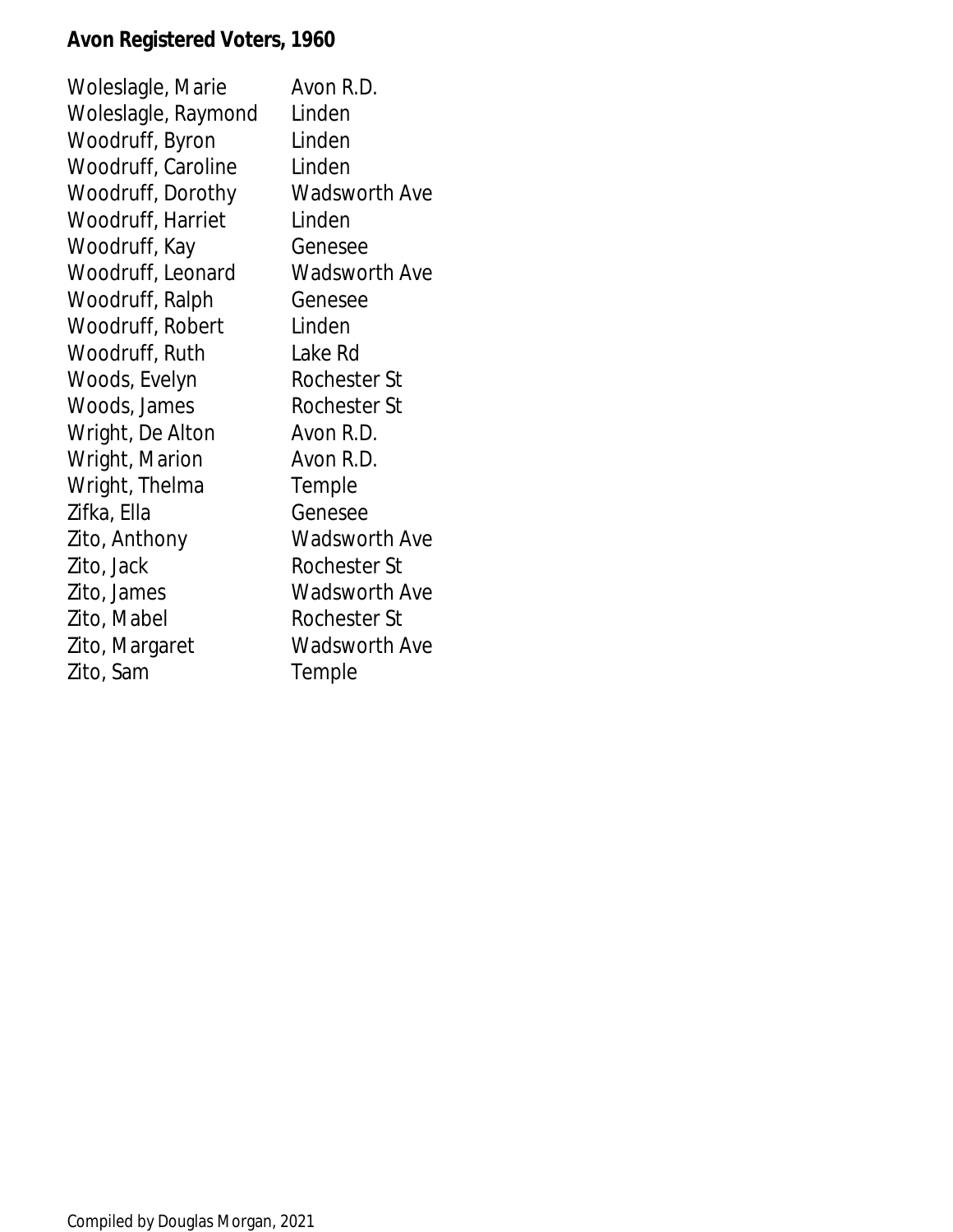**Avon Registered Voters, 1960**

| | |
|---|---|
| Woleslagle, Marie | Avon R.D. |
| Woleslagle, Raymond | Linden |
| Woodruff, Byron | Linden |
| Woodruff, Caroline | Linden |
| Woodruff, Dorothy | Wadsworth Ave |
| Woodruff, Harriet | Linden |
| Woodruff, Kay | Genesee |
| Woodruff, Leonard | Wadsworth Ave |
| Woodruff, Ralph | Genesee |
| Woodruff, Robert | Linden |
| Woodruff, Ruth | Lake Rd |
| Woods, Evelyn | Rochester St |
| Woods, James | Rochester St |
| Wright, De Alton | Avon R.D. |
| Wright, Marion | Avon R.D. |
| Wright, Thelma | Temple |
| Zifka, Ella | Genesee |
| Zito, Anthony | Wadsworth Ave |
| Zito, Jack | Rochester St |
| Zito, James | Wadsworth Ave |
| Zito, Mabel | Rochester St |
| Zito, Margaret | Wadsworth Ave |
| Zito, Sam | Temple |